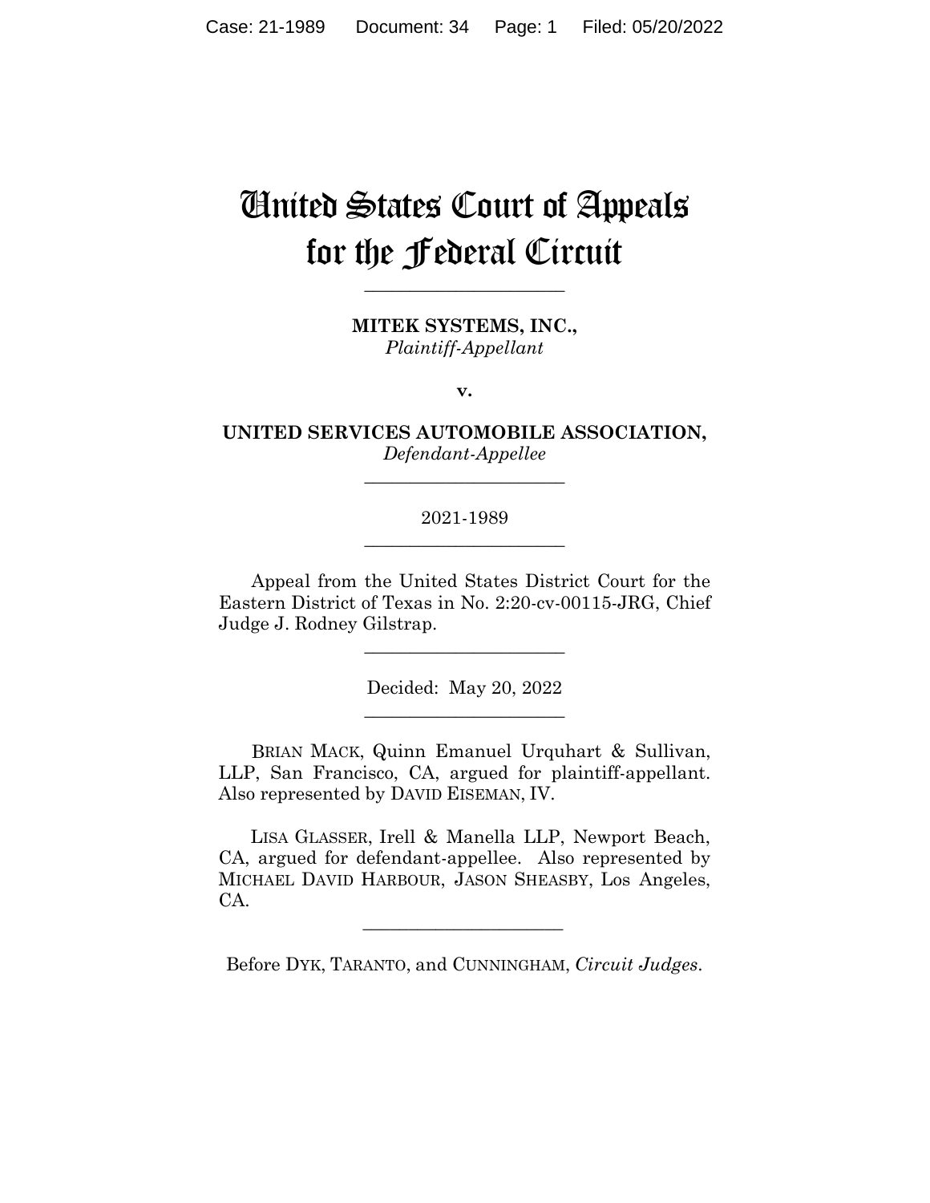# United States Court of Appeals for the Federal Circuit

______________________

**MITEK SYSTEMS, INC.,**
*Plaintiff-Appellant*

**v.**

**UNITED SERVICES AUTOMOBILE ASSOCIATION,**
*Defendant-Appellee*

______________________

2021-1989

______________________

Appeal from the United States District Court for the Eastern District of Texas in No. 2:20-cv-00115-JRG, Chief Judge J. Rodney Gilstrap.

______________________

Decided: May 20, 2022

______________________

BRIAN MACK, Quinn Emanuel Urquhart & Sullivan, LLP, San Francisco, CA, argued for plaintiff-appellant. Also represented by DAVID EISEMAN, IV.

LISA GLASSER, Irell & Manella LLP, Newport Beach, CA, argued for defendant-appellee. Also represented by MICHAEL DAVID HARBOUR, JASON SHEASBY, Los Angeles, CA.

______________________

Before DYK, TARANTO, and CUNNINGHAM, *Circuit Judges*.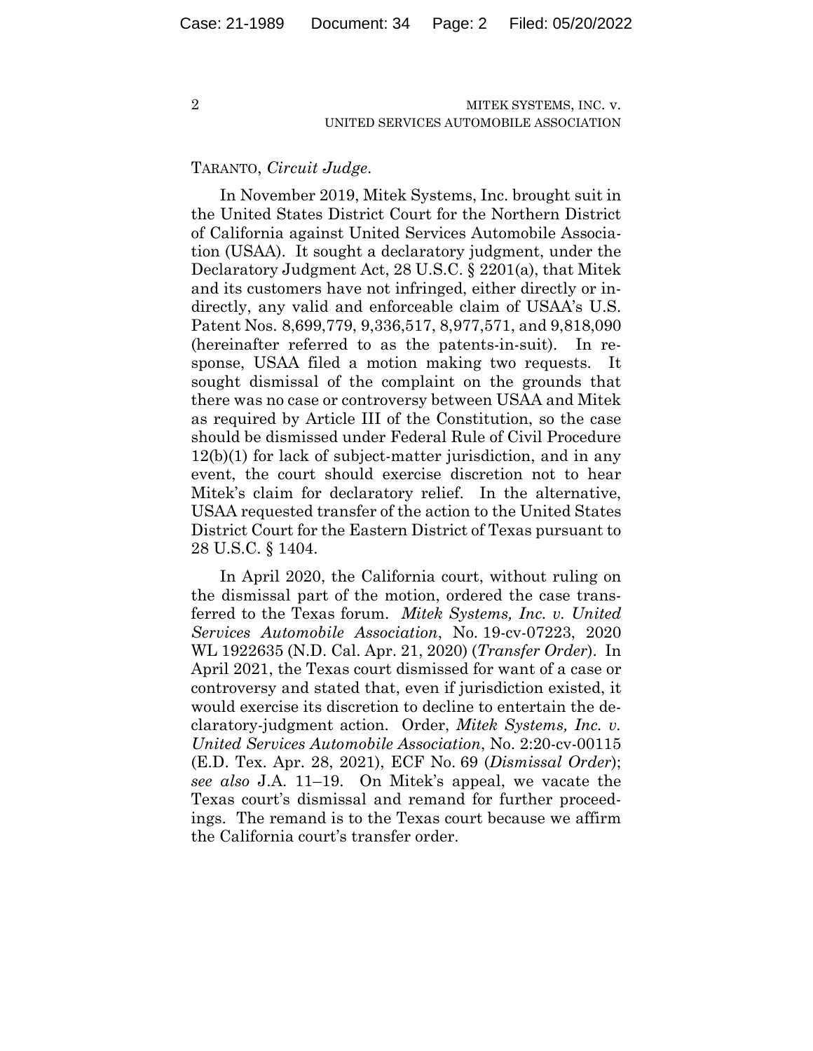TARANTO, *Circuit Judge*.

In November 2019, Mitek Systems, Inc. brought suit in the United States District Court for the Northern District of California against United Services Automobile Association (USAA). It sought a declaratory judgment, under the Declaratory Judgment Act, 28 U.S.C. § 2201(a), that Mitek and its customers have not infringed, either directly or indirectly, any valid and enforceable claim of USAA's U.S. Patent Nos. 8,699,779, 9,336,517, 8,977,571, and 9,818,090 (hereinafter referred to as the patents-in-suit). In response, USAA filed a motion making two requests. It sought dismissal of the complaint on the grounds that there was no case or controversy between USAA and Mitek as required by Article III of the Constitution, so the case should be dismissed under Federal Rule of Civil Procedure 12(b)(1) for lack of subject-matter jurisdiction, and in any event, the court should exercise discretion not to hear Mitek's claim for declaratory relief. In the alternative, USAA requested transfer of the action to the United States District Court for the Eastern District of Texas pursuant to 28 U.S.C. § 1404.

In April 2020, the California court, without ruling on the dismissal part of the motion, ordered the case transferred to the Texas forum. *Mitek Systems, Inc. v. United Services Automobile Association*, No. 19-cv-07223, 2020 WL 1922635 (N.D. Cal. Apr. 21, 2020) (*Transfer Order*). In April 2021, the Texas court dismissed for want of a case or controversy and stated that, even if jurisdiction existed, it would exercise its discretion to decline to entertain the declaratory-judgment action. Order, *Mitek Systems, Inc. v. United Services Automobile Association*, No. 2:20-cv-00115 (E.D. Tex. Apr. 28, 2021), ECF No. 69 (*Dismissal Order*); *see also* J.A. 11–19. On Mitek's appeal, we vacate the Texas court's dismissal and remand for further proceedings. The remand is to the Texas court because we affirm the California court's transfer order.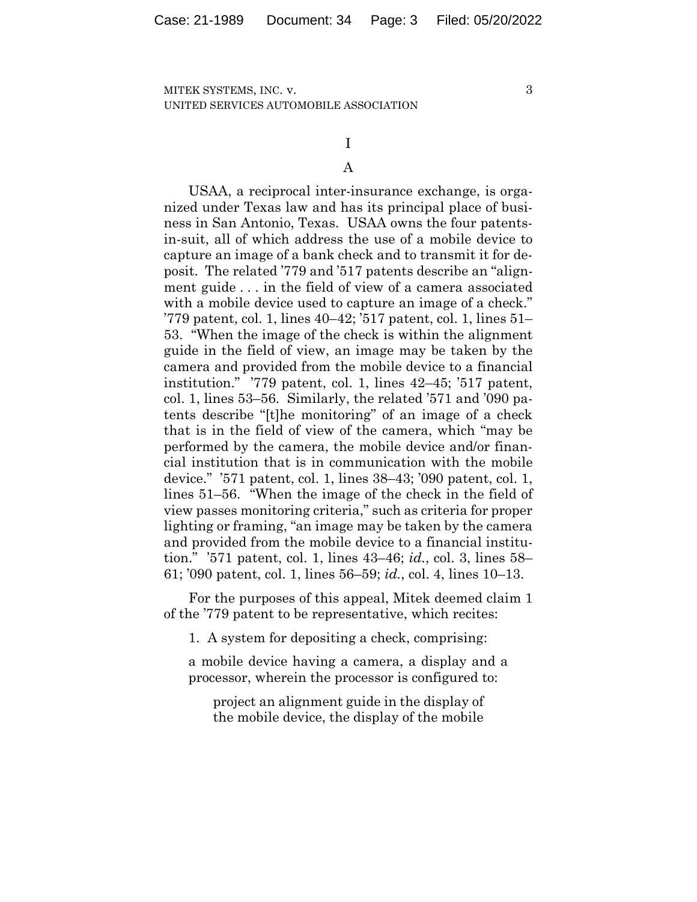# I

## A

USAA, a reciprocal inter-insurance exchange, is organized under Texas law and has its principal place of business in San Antonio, Texas. USAA owns the four patents-in-suit, all of which address the use of a mobile device to capture an image of a bank check and to transmit it for deposit. The related '779 and '517 patents describe an "alignment guide . . . in the field of view of a camera associated with a mobile device used to capture an image of a check." '779 patent, col. 1, lines 40–42; '517 patent, col. 1, lines 51–53. "When the image of the check is within the alignment guide in the field of view, an image may be taken by the camera and provided from the mobile device to a financial institution." '779 patent, col. 1, lines 42–45; '517 patent, col. 1, lines 53–56. Similarly, the related '571 and '090 patents describe "[t]he monitoring" of an image of a check that is in the field of view of the camera, which "may be performed by the camera, the mobile device and/or financial institution that is in communication with the mobile device." '571 patent, col. 1, lines 38–43; '090 patent, col. 1, lines 51–56. "When the image of the check in the field of view passes monitoring criteria," such as criteria for proper lighting or framing, "an image may be taken by the camera and provided from the mobile device to a financial institution." '571 patent, col. 1, lines 43–46; *id.*, col. 3, lines 58–61; '090 patent, col. 1, lines 56–59; *id.*, col. 4, lines 10–13.

For the purposes of this appeal, Mitek deemed claim 1 of the '779 patent to be representative, which recites:

> 1. A system for depositing a check, comprising:
>
> a mobile device having a camera, a display and a processor, wherein the processor is configured to:
>
> > project an alignment guide in the display of the mobile device, the display of the mobile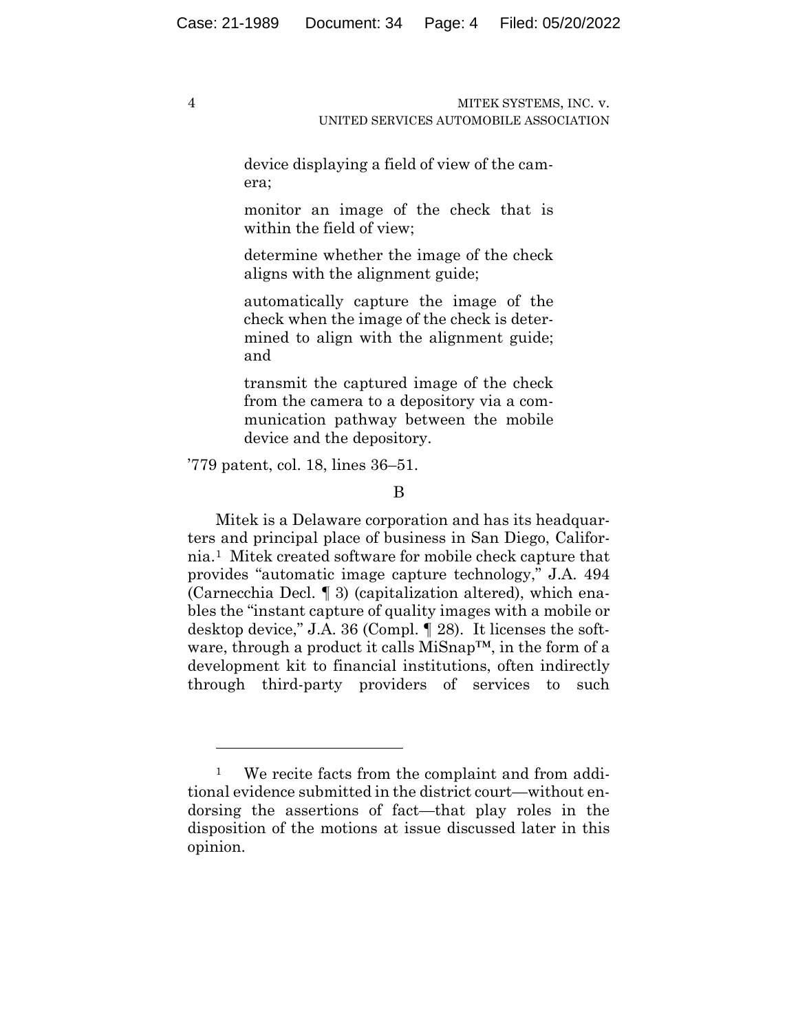> device displaying a field of view of the camera;
>
> monitor an image of the check that is within the field of view;
>
> determine whether the image of the check aligns with the alignment guide;
>
> automatically capture the image of the check when the image of the check is determined to align with the alignment guide; and
>
> transmit the captured image of the check from the camera to a depository via a communication pathway between the mobile device and the depository.

’779 patent, col. 18, lines 36–51.

B

Mitek is a Delaware corporation and has its headquarters and principal place of business in San Diego, California.[1] Mitek created software for mobile check capture that provides "automatic image capture technology," J.A. 494 (Carnecchia Decl. ¶ 3) (capitalization altered), which enables the "instant capture of quality images with a mobile or desktop device," J.A. 36 (Compl. ¶ 28). It licenses the software, through a product it calls MiSnap™, in the form of a development kit to financial institutions, often indirectly through third-party providers of services to such

---

[1] We recite facts from the complaint and from additional evidence submitted in the district court—without endorsing the assertions of fact—that play roles in the disposition of the motions at issue discussed later in this opinion.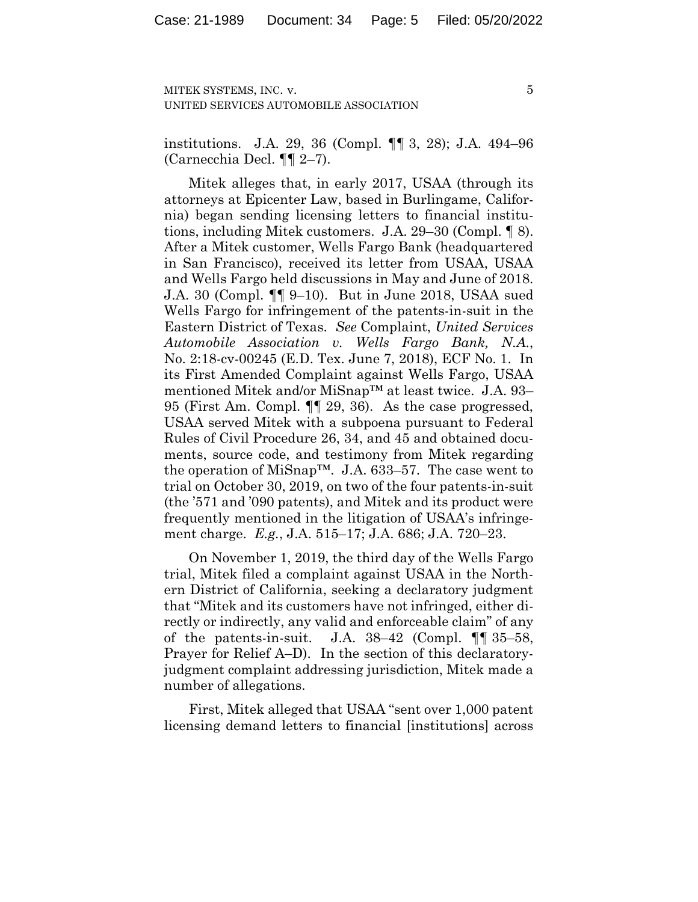institutions. J.A. 29, 36 (Compl. ¶¶ 3, 28); J.A. 494–96 (Carnecchia Decl. ¶¶ 2–7).

Mitek alleges that, in early 2017, USAA (through its attorneys at Epicenter Law, based in Burlingame, California) began sending licensing letters to financial institutions, including Mitek customers. J.A. 29–30 (Compl. ¶ 8). After a Mitek customer, Wells Fargo Bank (headquartered in San Francisco), received its letter from USAA, USAA and Wells Fargo held discussions in May and June of 2018. J.A. 30 (Compl. ¶¶ 9–10). But in June 2018, USAA sued Wells Fargo for infringement of the patents-in-suit in the Eastern District of Texas. *See* Complaint, *United Services Automobile Association v. Wells Fargo Bank, N.A.*, No. 2:18-cv-00245 (E.D. Tex. June 7, 2018), ECF No. 1. In its First Amended Complaint against Wells Fargo, USAA mentioned Mitek and/or MiSnap™ at least twice. J.A. 93–95 (First Am. Compl. ¶¶ 29, 36). As the case progressed, USAA served Mitek with a subpoena pursuant to Federal Rules of Civil Procedure 26, 34, and 45 and obtained documents, source code, and testimony from Mitek regarding the operation of MiSnap™. J.A. 633–57. The case went to trial on October 30, 2019, on two of the four patents-in-suit (the '571 and '090 patents), and Mitek and its product were frequently mentioned in the litigation of USAA's infringement charge. *E.g.*, J.A. 515–17; J.A. 686; J.A. 720–23.

On November 1, 2019, the third day of the Wells Fargo trial, Mitek filed a complaint against USAA in the Northern District of California, seeking a declaratory judgment that "Mitek and its customers have not infringed, either directly or indirectly, any valid and enforceable claim" of any of the patents-in-suit. J.A. 38–42 (Compl. ¶¶ 35–58, Prayer for Relief A–D). In the section of this declaratory-judgment complaint addressing jurisdiction, Mitek made a number of allegations.

First, Mitek alleged that USAA "sent over 1,000 patent licensing demand letters to financial [institutions] across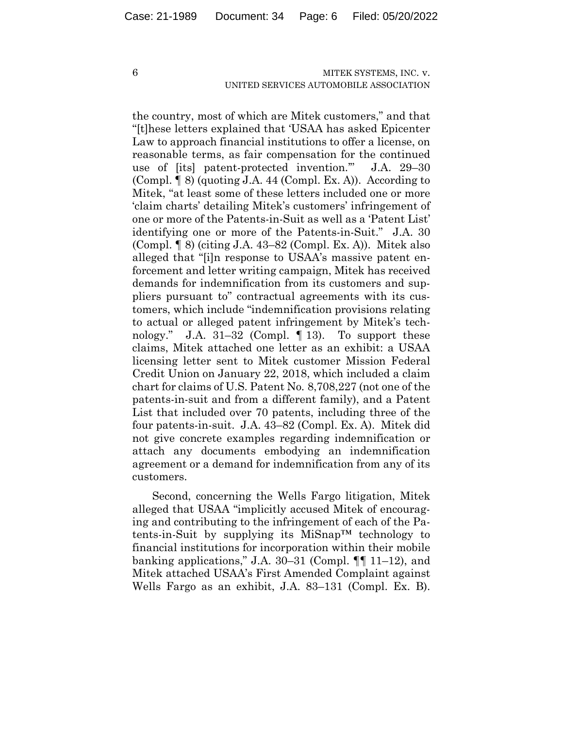the country, most of which are Mitek customers," and that "[t]hese letters explained that 'USAA has asked Epicenter Law to approach financial institutions to offer a license, on reasonable terms, as fair compensation for the continued use of [its] patent-protected invention.'" J.A. 29–30 (Compl. ¶ 8) (quoting J.A. 44 (Compl. Ex. A)). According to Mitek, "at least some of these letters included one or more 'claim charts' detailing Mitek's customers' infringement of one or more of the Patents-in-Suit as well as a 'Patent List' identifying one or more of the Patents-in-Suit." J.A. 30 (Compl. ¶ 8) (citing J.A. 43–82 (Compl. Ex. A)). Mitek also alleged that "[i]n response to USAA's massive patent enforcement and letter writing campaign, Mitek has received demands for indemnification from its customers and suppliers pursuant to" contractual agreements with its customers, which include "indemnification provisions relating to actual or alleged patent infringement by Mitek's technology." J.A. 31–32 (Compl. ¶ 13). To support these claims, Mitek attached one letter as an exhibit: a USAA licensing letter sent to Mitek customer Mission Federal Credit Union on January 22, 2018, which included a claim chart for claims of U.S. Patent No. 8,708,227 (not one of the patents-in-suit and from a different family), and a Patent List that included over 70 patents, including three of the four patents-in-suit. J.A. 43–82 (Compl. Ex. A). Mitek did not give concrete examples regarding indemnification or attach any documents embodying an indemnification agreement or a demand for indemnification from any of its customers.

Second, concerning the Wells Fargo litigation, Mitek alleged that USAA "implicitly accused Mitek of encouraging and contributing to the infringement of each of the Patents-in-Suit by supplying its MiSnap™ technology to financial institutions for incorporation within their mobile banking applications," J.A. 30–31 (Compl. ¶¶ 11–12), and Mitek attached USAA's First Amended Complaint against Wells Fargo as an exhibit, J.A. 83–131 (Compl. Ex. B).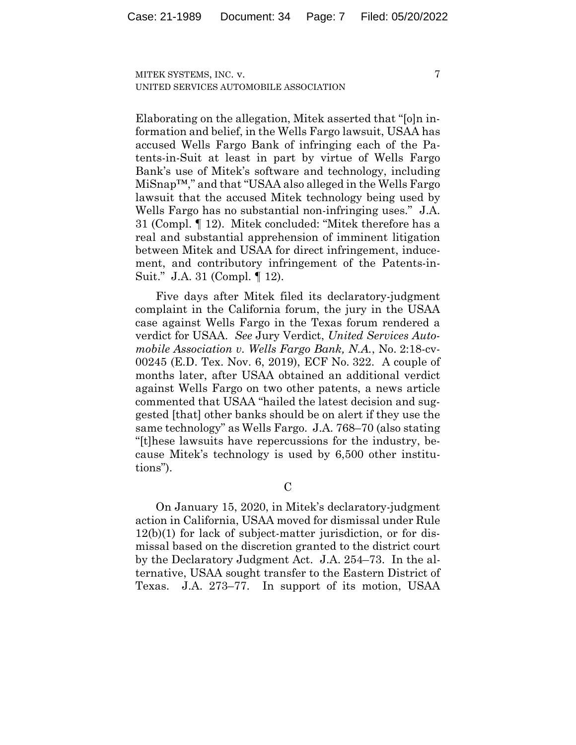Elaborating on the allegation, Mitek asserted that "[o]n information and belief, in the Wells Fargo lawsuit, USAA has accused Wells Fargo Bank of infringing each of the Patents-in-Suit at least in part by virtue of Wells Fargo Bank's use of Mitek's software and technology, including MiSnap™," and that "USAA also alleged in the Wells Fargo lawsuit that the accused Mitek technology being used by Wells Fargo has no substantial non-infringing uses." J.A. 31 (Compl. ¶ 12). Mitek concluded: "Mitek therefore has a real and substantial apprehension of imminent litigation between Mitek and USAA for direct infringement, inducement, and contributory infringement of the Patents-in-Suit." J.A. 31 (Compl. ¶ 12).

Five days after Mitek filed its declaratory-judgment complaint in the California forum, the jury in the USAA case against Wells Fargo in the Texas forum rendered a verdict for USAA. *See* Jury Verdict, *United Services Automobile Association v. Wells Fargo Bank, N.A.*, No. 2:18-cv-00245 (E.D. Tex. Nov. 6, 2019), ECF No. 322. A couple of months later, after USAA obtained an additional verdict against Wells Fargo on two other patents, a news article commented that USAA "hailed the latest decision and suggested [that] other banks should be on alert if they use the same technology" as Wells Fargo. J.A. 768–70 (also stating "[t]hese lawsuits have repercussions for the industry, because Mitek's technology is used by 6,500 other institutions").

C

On January 15, 2020, in Mitek's declaratory-judgment action in California, USAA moved for dismissal under Rule 12(b)(1) for lack of subject-matter jurisdiction, or for dismissal based on the discretion granted to the district court by the Declaratory Judgment Act. J.A. 254–73. In the alternative, USAA sought transfer to the Eastern District of Texas. J.A. 273–77. In support of its motion, USAA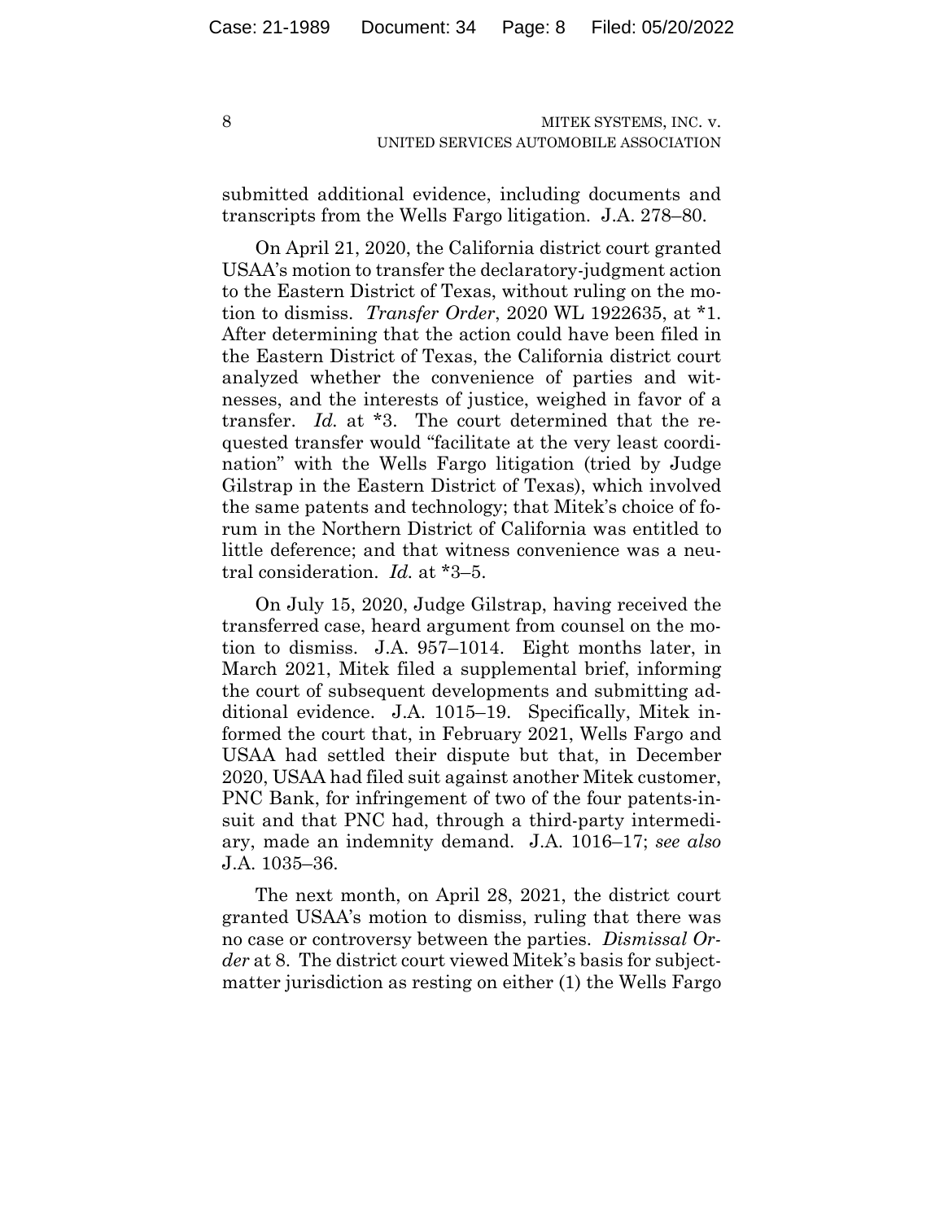submitted additional evidence, including documents and transcripts from the Wells Fargo litigation. J.A. 278–80.

On April 21, 2020, the California district court granted USAA's motion to transfer the declaratory-judgment action to the Eastern District of Texas, without ruling on the motion to dismiss. *Transfer Order*, 2020 WL 1922635, at *1. After determining that the action could have been filed in the Eastern District of Texas, the California district court analyzed whether the convenience of parties and witnesses, and the interests of justice, weighed in favor of a transfer. *Id.* at *3. The court determined that the requested transfer would "facilitate at the very least coordination" with the Wells Fargo litigation (tried by Judge Gilstrap in the Eastern District of Texas), which involved the same patents and technology; that Mitek's choice of forum in the Northern District of California was entitled to little deference; and that witness convenience was a neutral consideration. *Id.* at *3–5.

On July 15, 2020, Judge Gilstrap, having received the transferred case, heard argument from counsel on the motion to dismiss. J.A. 957–1014. Eight months later, in March 2021, Mitek filed a supplemental brief, informing the court of subsequent developments and submitting additional evidence. J.A. 1015–19. Specifically, Mitek informed the court that, in February 2021, Wells Fargo and USAA had settled their dispute but that, in December 2020, USAA had filed suit against another Mitek customer, PNC Bank, for infringement of two of the four patents-in-suit and that PNC had, through a third-party intermediary, made an indemnity demand. J.A. 1016–17; *see also* J.A. 1035–36.

The next month, on April 28, 2021, the district court granted USAA's motion to dismiss, ruling that there was no case or controversy between the parties. *Dismissal Order* at 8. The district court viewed Mitek's basis for subject-matter jurisdiction as resting on either (1) the Wells Fargo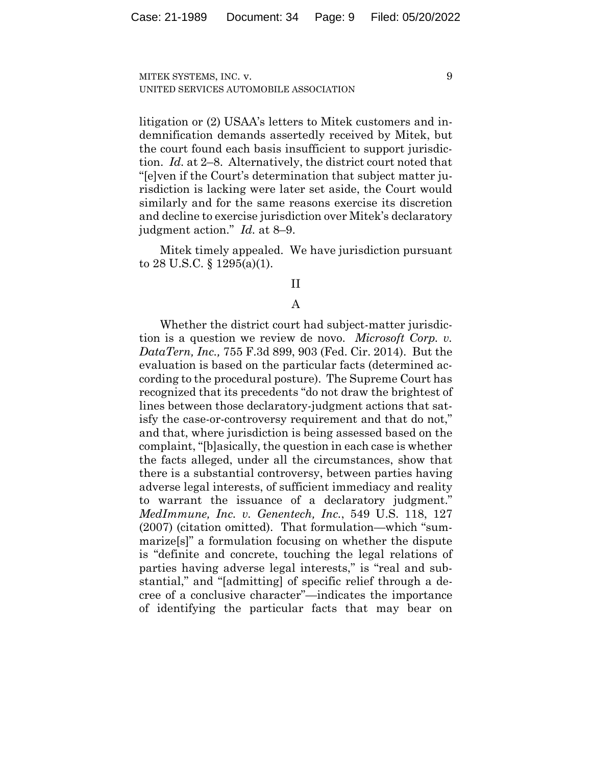litigation or (2) USAA's letters to Mitek customers and indemnification demands assertedly received by Mitek, but the court found each basis insufficient to support jurisdiction. *Id.* at 2–8. Alternatively, the district court noted that "[e]ven if the Court's determination that subject matter jurisdiction is lacking were later set aside, the Court would similarly and for the same reasons exercise its discretion and decline to exercise jurisdiction over Mitek's declaratory judgment action." *Id.* at 8–9.

Mitek timely appealed. We have jurisdiction pursuant to 28 U.S.C. § 1295(a)(1).

## II

### A

Whether the district court had subject-matter jurisdiction is a question we review de novo. *Microsoft Corp. v. DataTern, Inc.,* 755 F.3d 899, 903 (Fed. Cir. 2014). But the evaluation is based on the particular facts (determined according to the procedural posture). The Supreme Court has recognized that its precedents "do not draw the brightest of lines between those declaratory-judgment actions that satisfy the case-or-controversy requirement and that do not," and that, where jurisdiction is being assessed based on the complaint, "[b]asically, the question in each case is whether the facts alleged, under all the circumstances, show that there is a substantial controversy, between parties having adverse legal interests, of sufficient immediacy and reality to warrant the issuance of a declaratory judgment." *MedImmune, Inc. v. Genentech, Inc.*, 549 U.S. 118, 127 (2007) (citation omitted). That formulation—which "summarize[s]" a formulation focusing on whether the dispute is "definite and concrete, touching the legal relations of parties having adverse legal interests," is "real and substantial," and "[admitting] of specific relief through a decree of a conclusive character"—indicates the importance of identifying the particular facts that may bear on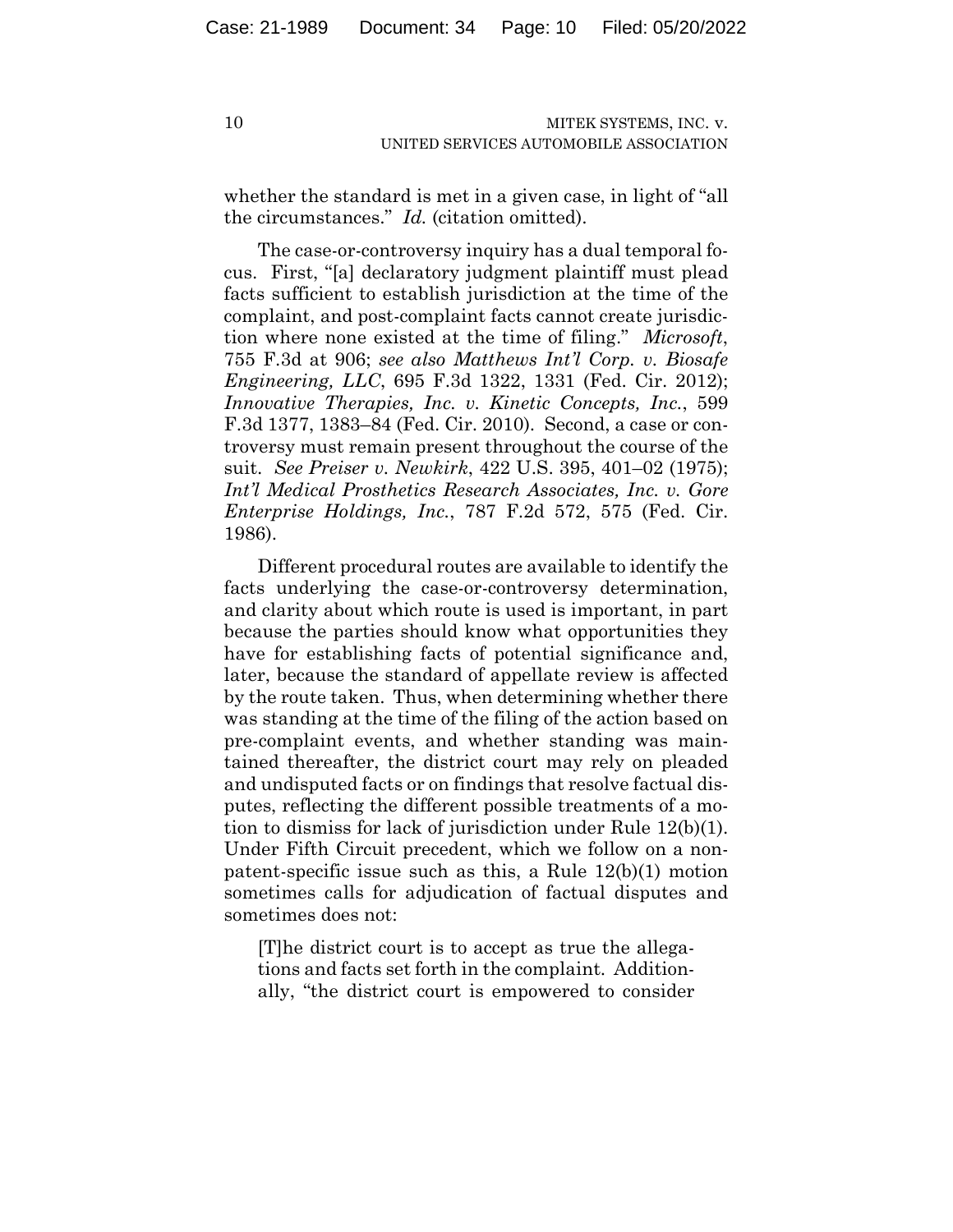whether the standard is met in a given case, in light of "all the circumstances." *Id.* (citation omitted).

The case-or-controversy inquiry has a dual temporal focus. First, "[a] declaratory judgment plaintiff must plead facts sufficient to establish jurisdiction at the time of the complaint, and post-complaint facts cannot create jurisdiction where none existed at the time of filing." *Microsoft*, 755 F.3d at 906; *see also Matthews Int'l Corp. v. Biosafe Engineering, LLC*, 695 F.3d 1322, 1331 (Fed. Cir. 2012); *Innovative Therapies, Inc. v. Kinetic Concepts, Inc.*, 599 F.3d 1377, 1383–84 (Fed. Cir. 2010). Second, a case or controversy must remain present throughout the course of the suit. *See Preiser v. Newkirk*, 422 U.S. 395, 401–02 (1975); *Int'l Medical Prosthetics Research Associates, Inc. v. Gore Enterprise Holdings, Inc.*, 787 F.2d 572, 575 (Fed. Cir. 1986).

Different procedural routes are available to identify the facts underlying the case-or-controversy determination, and clarity about which route is used is important, in part because the parties should know what opportunities they have for establishing facts of potential significance and, later, because the standard of appellate review is affected by the route taken. Thus, when determining whether there was standing at the time of the filing of the action based on pre-complaint events, and whether standing was maintained thereafter, the district court may rely on pleaded and undisputed facts or on findings that resolve factual disputes, reflecting the different possible treatments of a motion to dismiss for lack of jurisdiction under Rule 12(b)(1). Under Fifth Circuit precedent, which we follow on a non-patent-specific issue such as this, a Rule 12(b)(1) motion sometimes calls for adjudication of factual disputes and sometimes does not:

> [T]he district court is to accept as true the allegations and facts set forth in the complaint. Additionally, "the district court is empowered to consider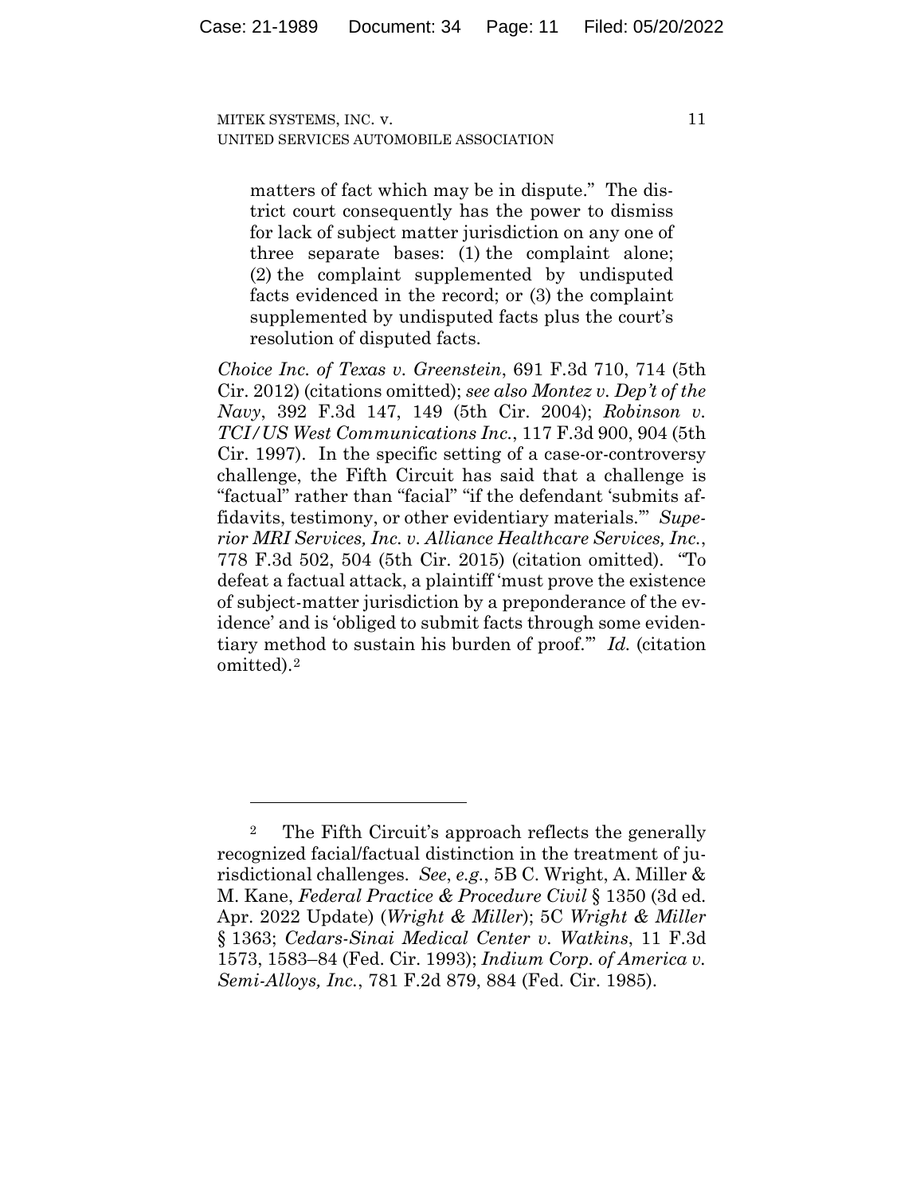> matters of fact which may be in dispute." The district court consequently has the power to dismiss for lack of subject matter jurisdiction on any one of three separate bases: (1) the complaint alone; (2) the complaint supplemented by undisputed facts evidenced in the record; or (3) the complaint supplemented by undisputed facts plus the court's resolution of disputed facts.

*Choice Inc. of Texas v. Greenstein*, 691 F.3d 710, 714 (5th Cir. 2012) (citations omitted); *see also Montez v. Dep't of the Navy*, 392 F.3d 147, 149 (5th Cir. 2004); *Robinson v. TCI/US West Communications Inc.*, 117 F.3d 900, 904 (5th Cir. 1997). In the specific setting of a case-or-controversy challenge, the Fifth Circuit has said that a challenge is "factual" rather than "facial" "if the defendant 'submits affidavits, testimony, or other evidentiary materials.'" *Superior MRI Services, Inc. v. Alliance Healthcare Services, Inc.*, 778 F.3d 502, 504 (5th Cir. 2015) (citation omitted). "To defeat a factual attack, a plaintiff 'must prove the existence of subject-matter jurisdiction by a preponderance of the evidence' and is 'obliged to submit facts through some evidentiary method to sustain his burden of proof.'" *Id.* (citation omitted).[2]

---

[2] The Fifth Circuit's approach reflects the generally recognized facial/factual distinction in the treatment of jurisdictional challenges. *See*, *e.g.*, 5B C. Wright, A. Miller & M. Kane, *Federal Practice & Procedure Civil* § 1350 (3d ed. Apr. 2022 Update) (*Wright & Miller*); 5C *Wright & Miller* § 1363; *Cedars-Sinai Medical Center v. Watkins*, 11 F.3d 1573, 1583–84 (Fed. Cir. 1993); *Indium Corp. of America v. Semi-Alloys, Inc.*, 781 F.2d 879, 884 (Fed. Cir. 1985).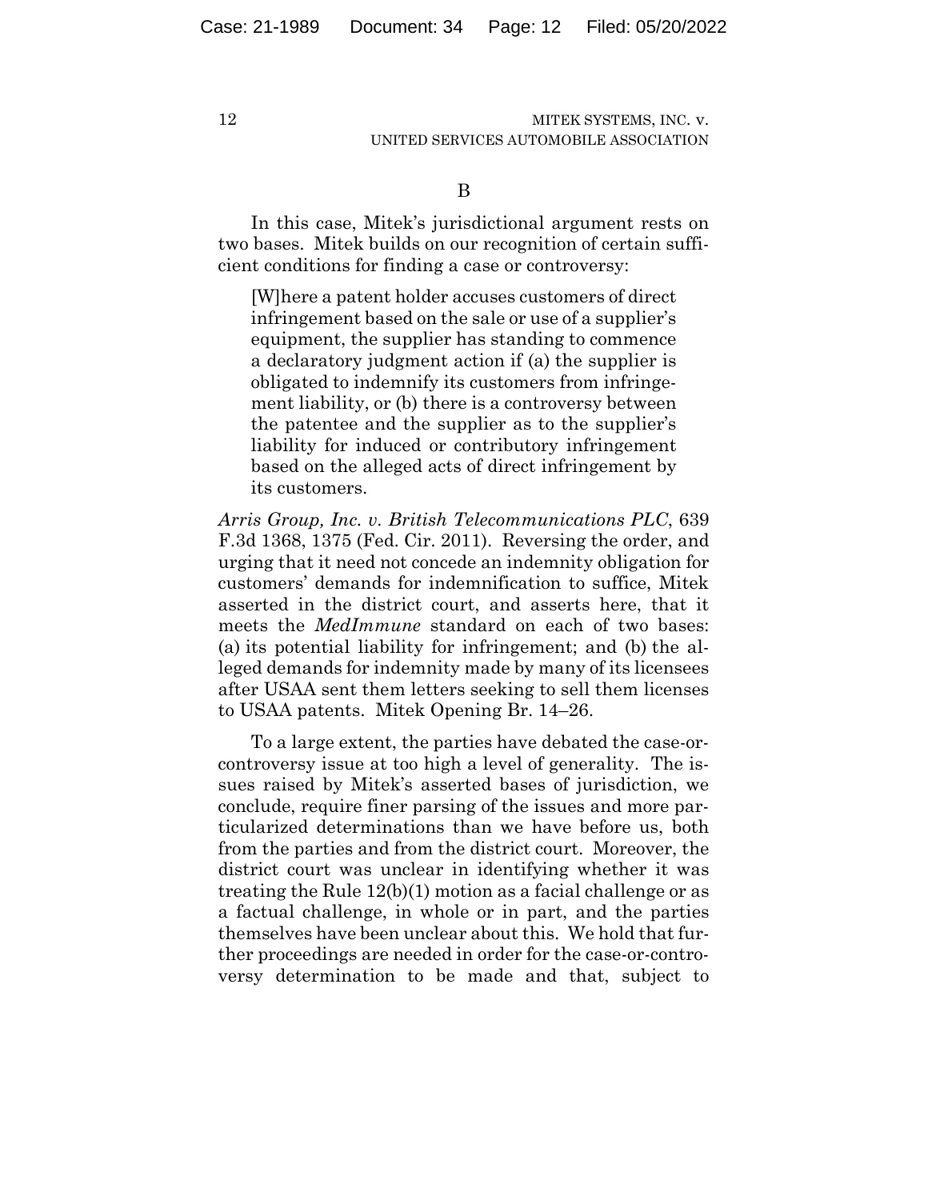B

In this case, Mitek's jurisdictional argument rests on two bases. Mitek builds on our recognition of certain sufficient conditions for finding a case or controversy:

> [W]here a patent holder accuses customers of direct infringement based on the sale or use of a supplier's equipment, the supplier has standing to commence a declaratory judgment action if (a) the supplier is obligated to indemnify its customers from infringement liability, or (b) there is a controversy between the patentee and the supplier as to the supplier's liability for induced or contributory infringement based on the alleged acts of direct infringement by its customers.

*Arris Group, Inc. v. British Telecommunications PLC*, 639 F.3d 1368, 1375 (Fed. Cir. 2011). Reversing the order, and urging that it need not concede an indemnity obligation for customers' demands for indemnification to suffice, Mitek asserted in the district court, and asserts here, that it meets the *MedImmune* standard on each of two bases: (a) its potential liability for infringement; and (b) the alleged demands for indemnity made by many of its licensees after USAA sent them letters seeking to sell them licenses to USAA patents. Mitek Opening Br. 14–26.

To a large extent, the parties have debated the case-or-controversy issue at too high a level of generality. The issues raised by Mitek's asserted bases of jurisdiction, we conclude, require finer parsing of the issues and more particularized determinations than we have before us, both from the parties and from the district court. Moreover, the district court was unclear in identifying whether it was treating the Rule 12(b)(1) motion as a facial challenge or as a factual challenge, in whole or in part, and the parties themselves have been unclear about this. We hold that further proceedings are needed in order for the case-or-controversy determination to be made and that, subject to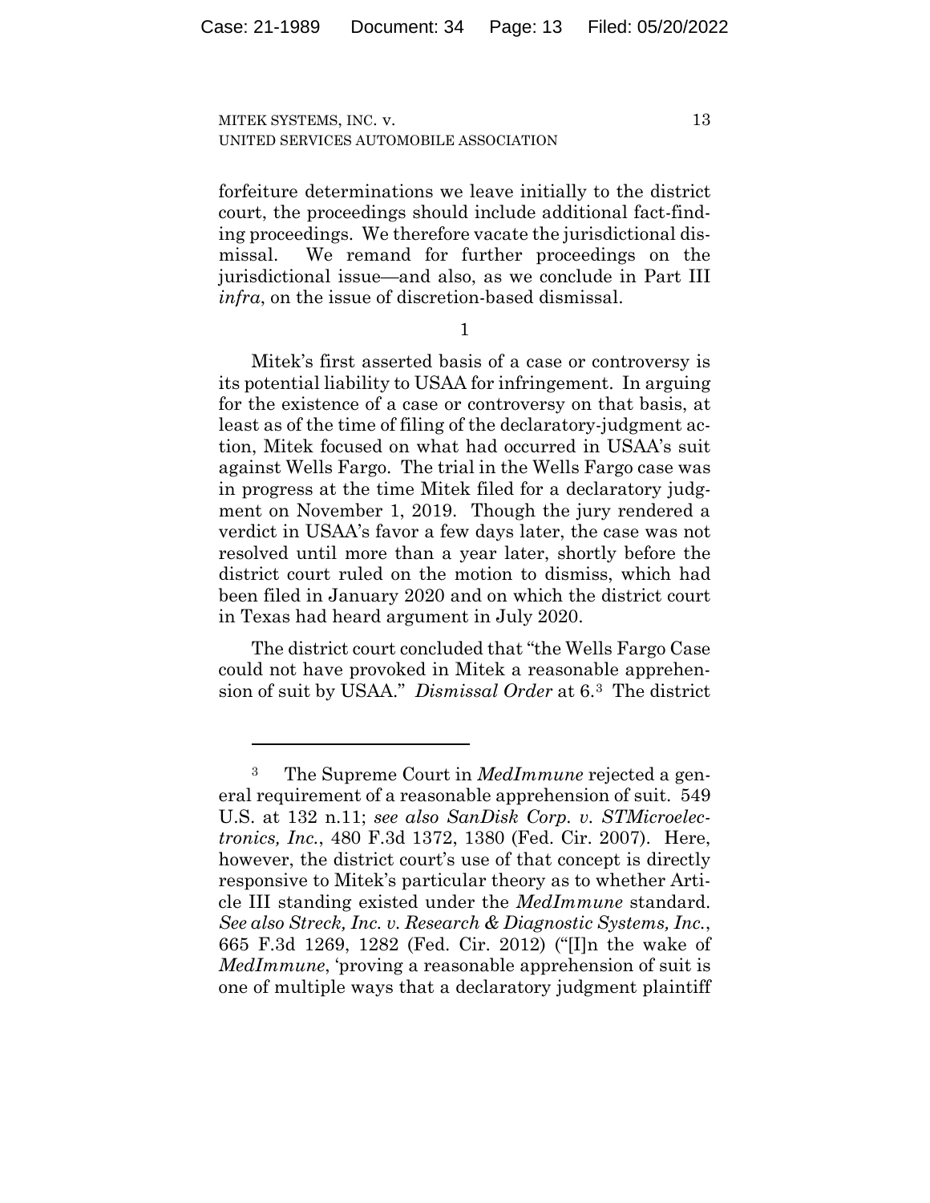forfeiture determinations we leave initially to the district court, the proceedings should include additional fact-finding proceedings. We therefore vacate the jurisdictional dismissal. We remand for further proceedings on the jurisdictional issue—and also, as we conclude in Part III *infra*, on the issue of discretion-based dismissal.

1

Mitek's first asserted basis of a case or controversy is its potential liability to USAA for infringement. In arguing for the existence of a case or controversy on that basis, at least as of the time of filing of the declaratory-judgment action, Mitek focused on what had occurred in USAA's suit against Wells Fargo. The trial in the Wells Fargo case was in progress at the time Mitek filed for a declaratory judgment on November 1, 2019. Though the jury rendered a verdict in USAA's favor a few days later, the case was not resolved until more than a year later, shortly before the district court ruled on the motion to dismiss, which had been filed in January 2020 and on which the district court in Texas had heard argument in July 2020.

The district court concluded that "the Wells Fargo Case could not have provoked in Mitek a reasonable apprehension of suit by USAA." *Dismissal Order* at 6.[3] The district

---

[3] The Supreme Court in *MedImmune* rejected a general requirement of a reasonable apprehension of suit. 549 U.S. at 132 n.11; *see also SanDisk Corp. v. STMicroelectronics, Inc.*, 480 F.3d 1372, 1380 (Fed. Cir. 2007). Here, however, the district court's use of that concept is directly responsive to Mitek's particular theory as to whether Article III standing existed under the *MedImmune* standard. *See also Streck, Inc. v. Research & Diagnostic Systems, Inc.*, 665 F.3d 1269, 1282 (Fed. Cir. 2012) ("[I]n the wake of *MedImmune*, 'proving a reasonable apprehension of suit is one of multiple ways that a declaratory judgment plaintiff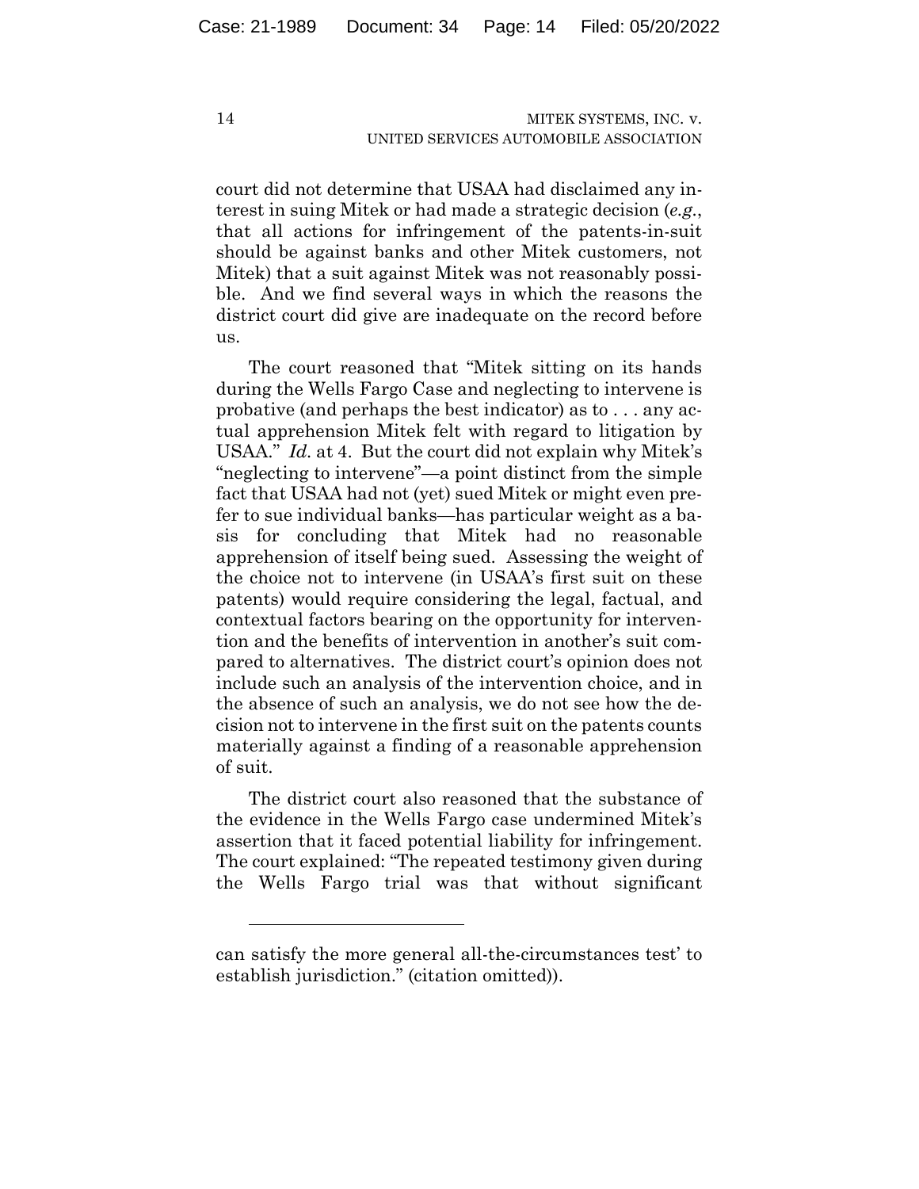court did not determine that USAA had disclaimed any interest in suing Mitek or had made a strategic decision (*e.g.*, that all actions for infringement of the patents-in-suit should be against banks and other Mitek customers, not Mitek) that a suit against Mitek was not reasonably possible. And we find several ways in which the reasons the district court did give are inadequate on the record before us.

The court reasoned that "Mitek sitting on its hands during the Wells Fargo Case and neglecting to intervene is probative (and perhaps the best indicator) as to . . . any actual apprehension Mitek felt with regard to litigation by USAA." *Id.* at 4. But the court did not explain why Mitek's "neglecting to intervene"—a point distinct from the simple fact that USAA had not (yet) sued Mitek or might even prefer to sue individual banks—has particular weight as a basis for concluding that Mitek had no reasonable apprehension of itself being sued. Assessing the weight of the choice not to intervene (in USAA's first suit on these patents) would require considering the legal, factual, and contextual factors bearing on the opportunity for intervention and the benefits of intervention in another's suit compared to alternatives. The district court's opinion does not include such an analysis of the intervention choice, and in the absence of such an analysis, we do not see how the decision not to intervene in the first suit on the patents counts materially against a finding of a reasonable apprehension of suit.

The district court also reasoned that the substance of the evidence in the Wells Fargo case undermined Mitek's assertion that it faced potential liability for infringement. The court explained: "The repeated testimony given during the Wells Fargo trial was that without significant

---

can satisfy the more general all-the-circumstances test' to establish jurisdiction." (citation omitted)).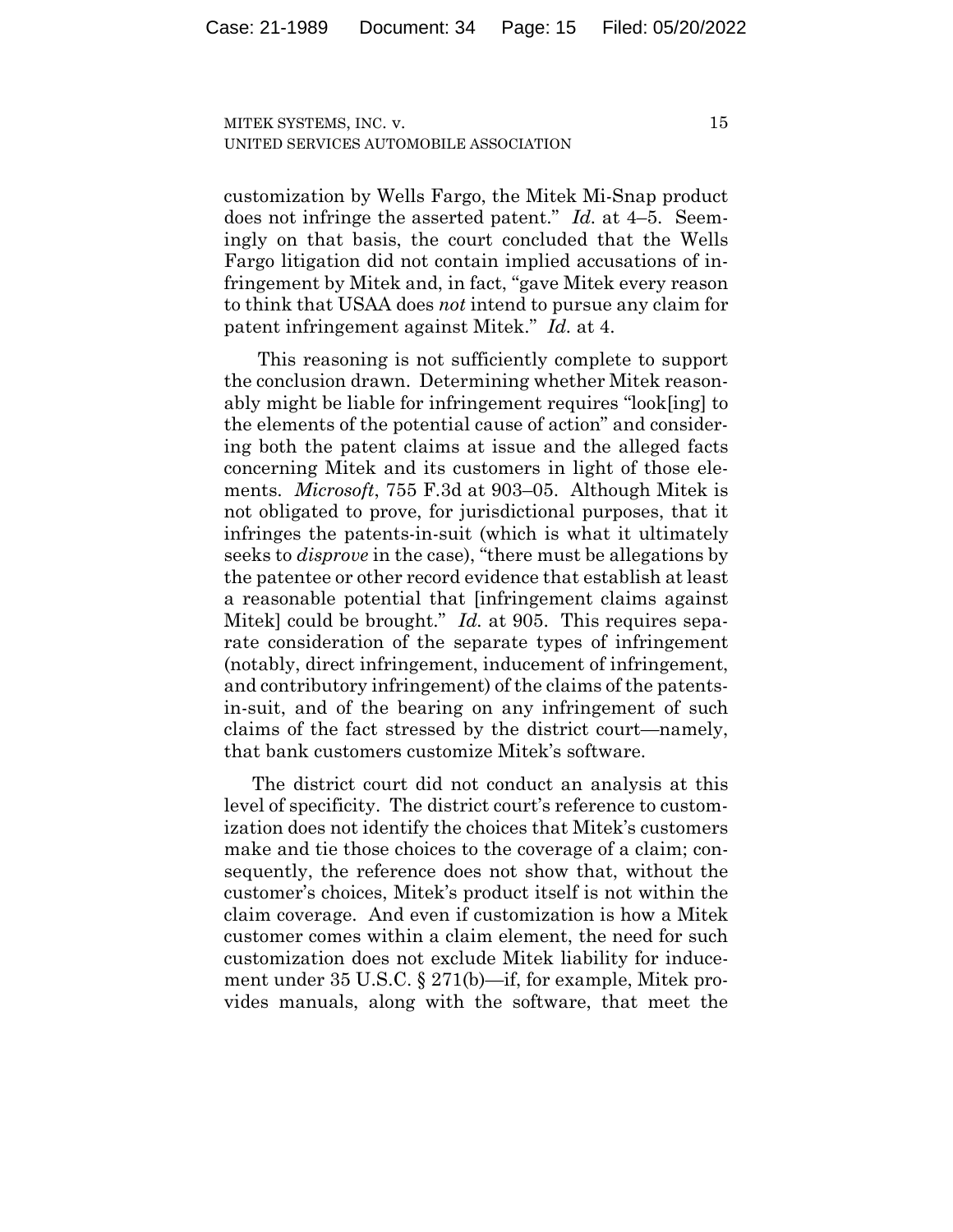customization by Wells Fargo, the Mitek Mi-Snap product does not infringe the asserted patent." *Id.* at 4–5. Seemingly on that basis, the court concluded that the Wells Fargo litigation did not contain implied accusations of infringement by Mitek and, in fact, "gave Mitek every reason to think that USAA does *not* intend to pursue any claim for patent infringement against Mitek." *Id.* at 4.

This reasoning is not sufficiently complete to support the conclusion drawn. Determining whether Mitek reasonably might be liable for infringement requires "look[ing] to the elements of the potential cause of action" and considering both the patent claims at issue and the alleged facts concerning Mitek and its customers in light of those elements. *Microsoft*, 755 F.3d at 903–05. Although Mitek is not obligated to prove, for jurisdictional purposes, that it infringes the patents-in-suit (which is what it ultimately seeks to *disprove* in the case), "there must be allegations by the patentee or other record evidence that establish at least a reasonable potential that [infringement claims against Mitek] could be brought." *Id.* at 905. This requires separate consideration of the separate types of infringement (notably, direct infringement, inducement of infringement, and contributory infringement) of the claims of the patents-in-suit, and of the bearing on any infringement of such claims of the fact stressed by the district court—namely, that bank customers customize Mitek's software.

The district court did not conduct an analysis at this level of specificity. The district court's reference to customization does not identify the choices that Mitek's customers make and tie those choices to the coverage of a claim; consequently, the reference does not show that, without the customer's choices, Mitek's product itself is not within the claim coverage. And even if customization is how a Mitek customer comes within a claim element, the need for such customization does not exclude Mitek liability for inducement under 35 U.S.C. § 271(b)—if, for example, Mitek provides manuals, along with the software, that meet the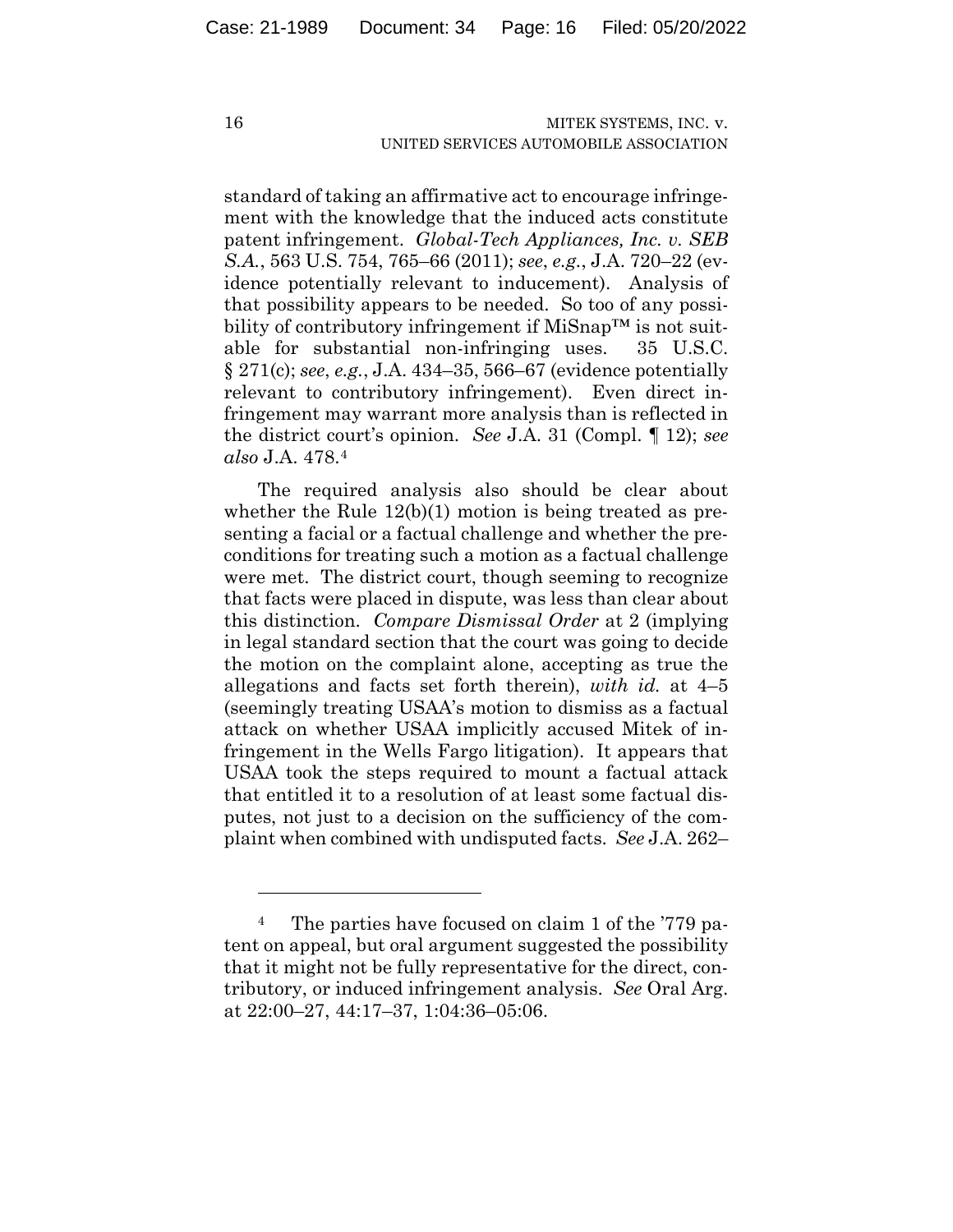standard of taking an affirmative act to encourage infringement with the knowledge that the induced acts constitute patent infringement. *Global-Tech Appliances, Inc. v. SEB S.A.*, 563 U.S. 754, 765–66 (2011); *see, e.g.*, J.A. 720–22 (evidence potentially relevant to inducement). Analysis of that possibility appears to be needed. So too of any possibility of contributory infringement if MiSnap™ is not suitable for substantial non-infringing uses. 35 U.S.C. § 271(c); *see, e.g.*, J.A. 434–35, 566–67 (evidence potentially relevant to contributory infringement). Even direct infringement may warrant more analysis than is reflected in the district court's opinion. *See* J.A. 31 (Compl. ¶ 12); *see also* J.A. 478.[4]

The required analysis also should be clear about whether the Rule 12(b)(1) motion is being treated as presenting a facial or a factual challenge and whether the preconditions for treating such a motion as a factual challenge were met. The district court, though seeming to recognize that facts were placed in dispute, was less than clear about this distinction. *Compare Dismissal Order* at 2 (implying in legal standard section that the court was going to decide the motion on the complaint alone, accepting as true the allegations and facts set forth therein), *with id.* at 4–5 (seemingly treating USAA's motion to dismiss as a factual attack on whether USAA implicitly accused Mitek of infringement in the Wells Fargo litigation). It appears that USAA took the steps required to mount a factual attack that entitled it to a resolution of at least some factual disputes, not just to a decision on the sufficiency of the complaint when combined with undisputed facts. *See* J.A. 262–

[4] The parties have focused on claim 1 of the '779 patent on appeal, but oral argument suggested the possibility that it might not be fully representative for the direct, contributory, or induced infringement analysis. *See* Oral Arg. at 22:00–27, 44:17–37, 1:04:36–05:06.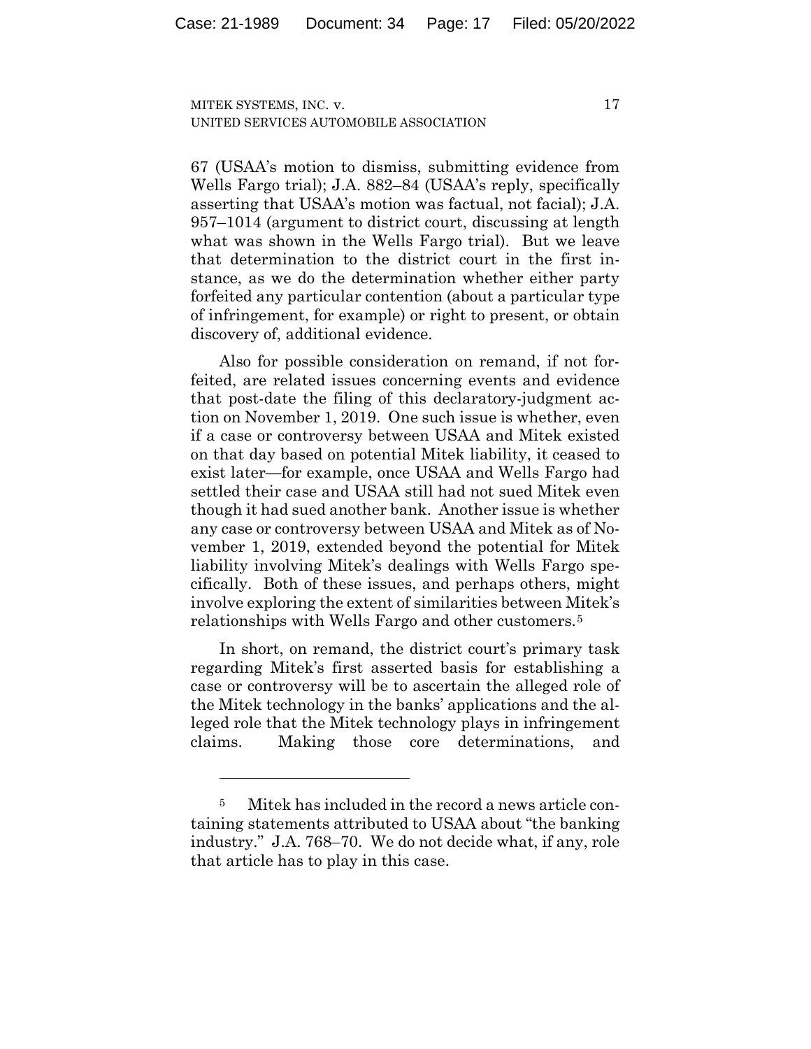67 (USAA's motion to dismiss, submitting evidence from Wells Fargo trial); J.A. 882–84 (USAA's reply, specifically asserting that USAA's motion was factual, not facial); J.A. 957–1014 (argument to district court, discussing at length what was shown in the Wells Fargo trial). But we leave that determination to the district court in the first instance, as we do the determination whether either party forfeited any particular contention (about a particular type of infringement, for example) or right to present, or obtain discovery of, additional evidence.

Also for possible consideration on remand, if not forfeited, are related issues concerning events and evidence that post-date the filing of this declaratory-judgment action on November 1, 2019. One such issue is whether, even if a case or controversy between USAA and Mitek existed on that day based on potential Mitek liability, it ceased to exist later—for example, once USAA and Wells Fargo had settled their case and USAA still had not sued Mitek even though it had sued another bank. Another issue is whether any case or controversy between USAA and Mitek as of November 1, 2019, extended beyond the potential for Mitek liability involving Mitek's dealings with Wells Fargo specifically. Both of these issues, and perhaps others, might involve exploring the extent of similarities between Mitek's relationships with Wells Fargo and other customers.[5]

In short, on remand, the district court's primary task regarding Mitek's first asserted basis for establishing a case or controversy will be to ascertain the alleged role of the Mitek technology in the banks' applications and the alleged role that the Mitek technology plays in infringement claims. Making those core determinations, and

---

[5] Mitek has included in the record a news article containing statements attributed to USAA about "the banking industry." J.A. 768–70. We do not decide what, if any, role that article has to play in this case.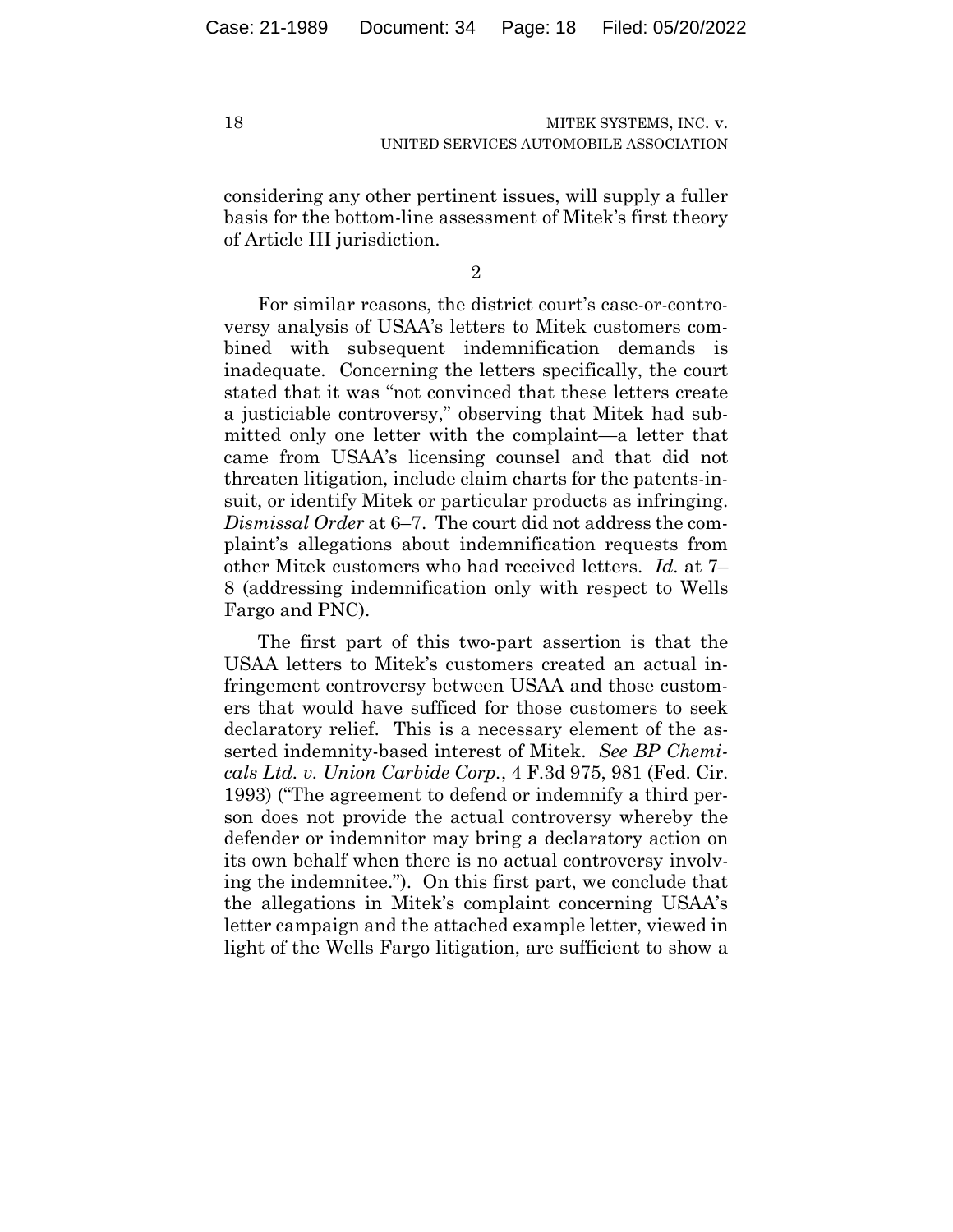considering any other pertinent issues, will supply a fuller basis for the bottom-line assessment of Mitek's first theory of Article III jurisdiction.

2

For similar reasons, the district court's case-or-controversy analysis of USAA's letters to Mitek customers combined with subsequent indemnification demands is inadequate. Concerning the letters specifically, the court stated that it was "not convinced that these letters create a justiciable controversy," observing that Mitek had submitted only one letter with the complaint—a letter that came from USAA's licensing counsel and that did not threaten litigation, include claim charts for the patents-in-suit, or identify Mitek or particular products as infringing. *Dismissal Order* at 6–7. The court did not address the complaint's allegations about indemnification requests from other Mitek customers who had received letters. *Id.* at 7–8 (addressing indemnification only with respect to Wells Fargo and PNC).

The first part of this two-part assertion is that the USAA letters to Mitek's customers created an actual infringement controversy between USAA and those customers that would have sufficed for those customers to seek declaratory relief. This is a necessary element of the asserted indemnity-based interest of Mitek. *See BP Chemicals Ltd. v. Union Carbide Corp.*, 4 F.3d 975, 981 (Fed. Cir. 1993) ("The agreement to defend or indemnify a third person does not provide the actual controversy whereby the defender or indemnitor may bring a declaratory action on its own behalf when there is no actual controversy involving the indemnitee."). On this first part, we conclude that the allegations in Mitek's complaint concerning USAA's letter campaign and the attached example letter, viewed in light of the Wells Fargo litigation, are sufficient to show a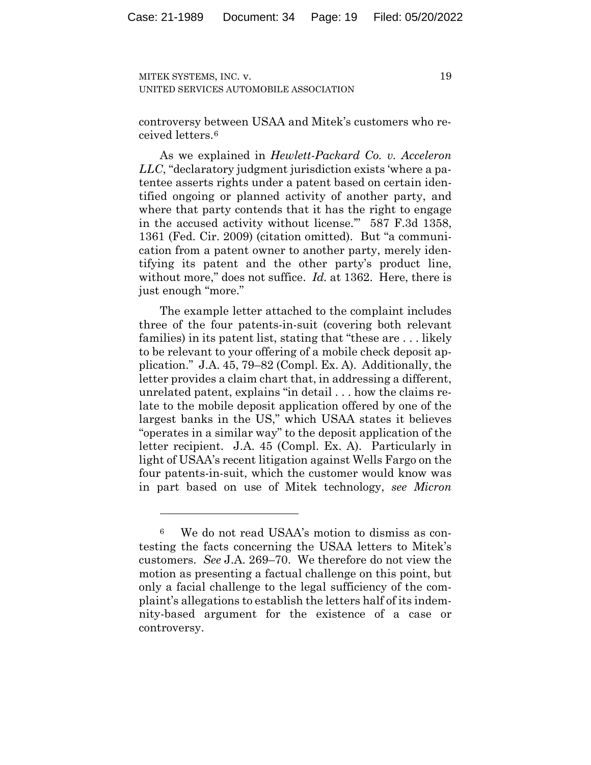controversy between USAA and Mitek's customers who received letters.[6]

As we explained in *Hewlett-Packard Co. v. Acceleron LLC*, "declaratory judgment jurisdiction exists 'where a patentee asserts rights under a patent based on certain identified ongoing or planned activity of another party, and where that party contends that it has the right to engage in the accused activity without license.'" 587 F.3d 1358, 1361 (Fed. Cir. 2009) (citation omitted). But "a communication from a patent owner to another party, merely identifying its patent and the other party's product line, without more," does not suffice. *Id.* at 1362. Here, there is just enough "more."

The example letter attached to the complaint includes three of the four patents-in-suit (covering both relevant families) in its patent list, stating that "these are . . . likely to be relevant to your offering of a mobile check deposit application." J.A. 45, 79–82 (Compl. Ex. A). Additionally, the letter provides a claim chart that, in addressing a different, unrelated patent, explains "in detail . . . how the claims relate to the mobile deposit application offered by one of the largest banks in the US," which USAA states it believes "operates in a similar way" to the deposit application of the letter recipient. J.A. 45 (Compl. Ex. A). Particularly in light of USAA's recent litigation against Wells Fargo on the four patents-in-suit, which the customer would know was in part based on use of Mitek technology, *see Micron*

---

[6] We do not read USAA's motion to dismiss as contesting the facts concerning the USAA letters to Mitek's customers. *See* J.A. 269–70. We therefore do not view the motion as presenting a factual challenge on this point, but only a facial challenge to the legal sufficiency of the complaint's allegations to establish the letters half of its indemnity-based argument for the existence of a case or controversy.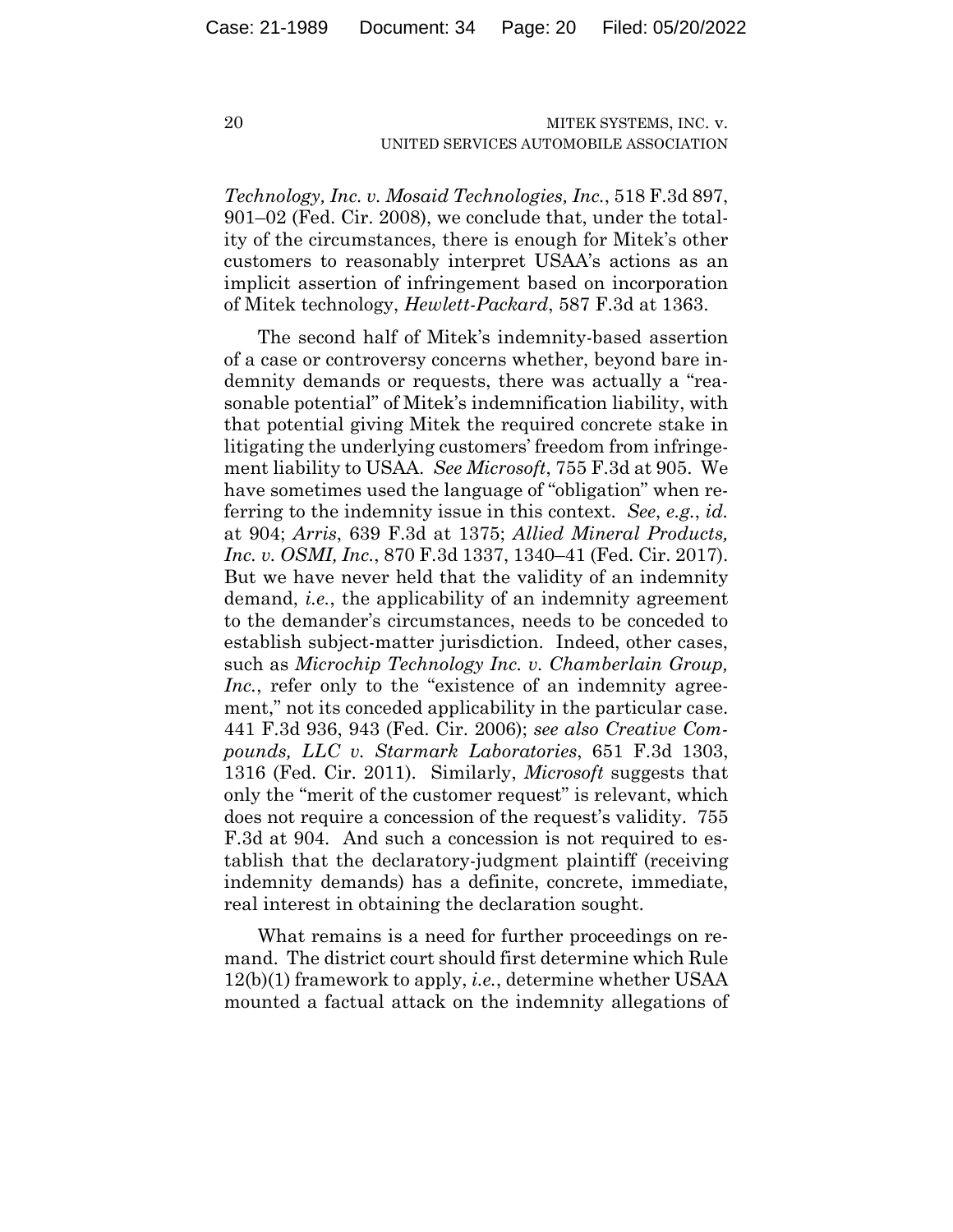*Technology, Inc. v. Mosaid Technologies, Inc.*, 518 F.3d 897, 901–02 (Fed. Cir. 2008), we conclude that, under the totality of the circumstances, there is enough for Mitek's other customers to reasonably interpret USAA's actions as an implicit assertion of infringement based on incorporation of Mitek technology, *Hewlett-Packard*, 587 F.3d at 1363.

The second half of Mitek's indemnity-based assertion of a case or controversy concerns whether, beyond bare indemnity demands or requests, there was actually a "reasonable potential" of Mitek's indemnification liability, with that potential giving Mitek the required concrete stake in litigating the underlying customers' freedom from infringement liability to USAA. *See Microsoft*, 755 F.3d at 905. We have sometimes used the language of "obligation" when referring to the indemnity issue in this context. *See*, *e.g.*, *id.* at 904; *Arris*, 639 F.3d at 1375; *Allied Mineral Products, Inc. v. OSMI, Inc.*, 870 F.3d 1337, 1340–41 (Fed. Cir. 2017). But we have never held that the validity of an indemnity demand, *i.e.*, the applicability of an indemnity agreement to the demander's circumstances, needs to be conceded to establish subject-matter jurisdiction. Indeed, other cases, such as *Microchip Technology Inc. v. Chamberlain Group, Inc.*, refer only to the "existence of an indemnity agreement," not its conceded applicability in the particular case. 441 F.3d 936, 943 (Fed. Cir. 2006); *see also Creative Compounds, LLC v. Starmark Laboratories*, 651 F.3d 1303, 1316 (Fed. Cir. 2011). Similarly, *Microsoft* suggests that only the "merit of the customer request" is relevant, which does not require a concession of the request's validity. 755 F.3d at 904. And such a concession is not required to establish that the declaratory-judgment plaintiff (receiving indemnity demands) has a definite, concrete, immediate, real interest in obtaining the declaration sought.

What remains is a need for further proceedings on remand. The district court should first determine which Rule 12(b)(1) framework to apply, *i.e.*, determine whether USAA mounted a factual attack on the indemnity allegations of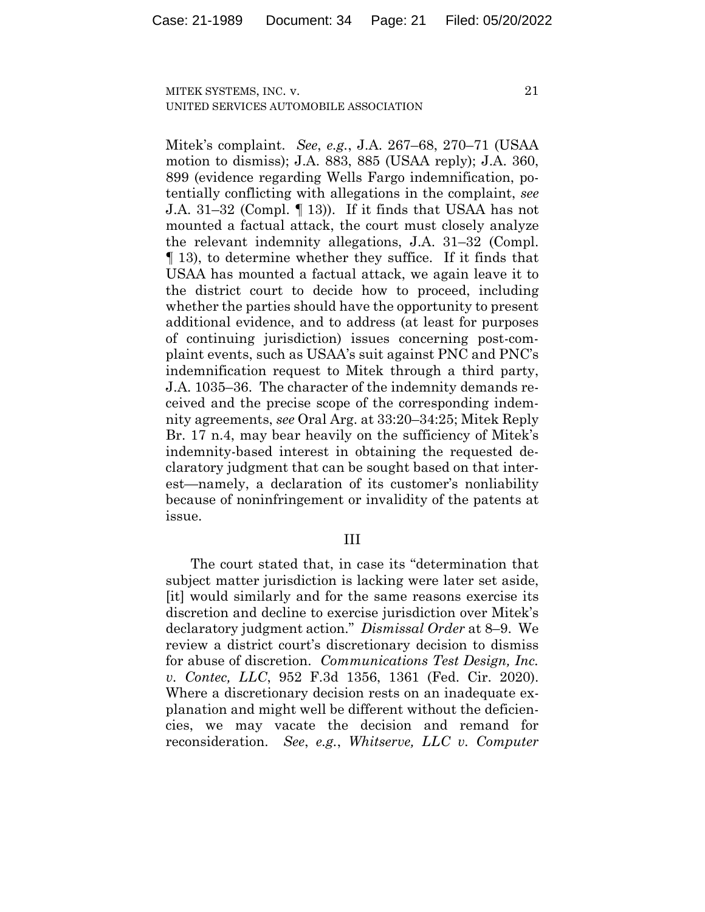Mitek's complaint. *See*, *e.g.*, J.A. 267–68, 270–71 (USAA motion to dismiss); J.A. 883, 885 (USAA reply); J.A. 360, 899 (evidence regarding Wells Fargo indemnification, potentially conflicting with allegations in the complaint, *see* J.A. 31–32 (Compl. ¶ 13)). If it finds that USAA has not mounted a factual attack, the court must closely analyze the relevant indemnity allegations, J.A. 31–32 (Compl. ¶ 13), to determine whether they suffice. If it finds that USAA has mounted a factual attack, we again leave it to the district court to decide how to proceed, including whether the parties should have the opportunity to present additional evidence, and to address (at least for purposes of continuing jurisdiction) issues concerning post-complaint events, such as USAA's suit against PNC and PNC's indemnification request to Mitek through a third party, J.A. 1035–36. The character of the indemnity demands received and the precise scope of the corresponding indemnity agreements, *see* Oral Arg. at 33:20–34:25; Mitek Reply Br. 17 n.4, may bear heavily on the sufficiency of Mitek's indemnity-based interest in obtaining the requested declaratory judgment that can be sought based on that interest—namely, a declaration of its customer's nonliability because of noninfringement or invalidity of the patents at issue.

## III

The court stated that, in case its "determination that subject matter jurisdiction is lacking were later set aside, [it] would similarly and for the same reasons exercise its discretion and decline to exercise jurisdiction over Mitek's declaratory judgment action." *Dismissal Order* at 8–9. We review a district court's discretionary decision to dismiss for abuse of discretion. *Communications Test Design, Inc. v. Contec, LLC*, 952 F.3d 1356, 1361 (Fed. Cir. 2020). Where a discretionary decision rests on an inadequate explanation and might well be different without the deficiencies, we may vacate the decision and remand for reconsideration. *See*, *e.g.*, *Whitserve, LLC v. Computer*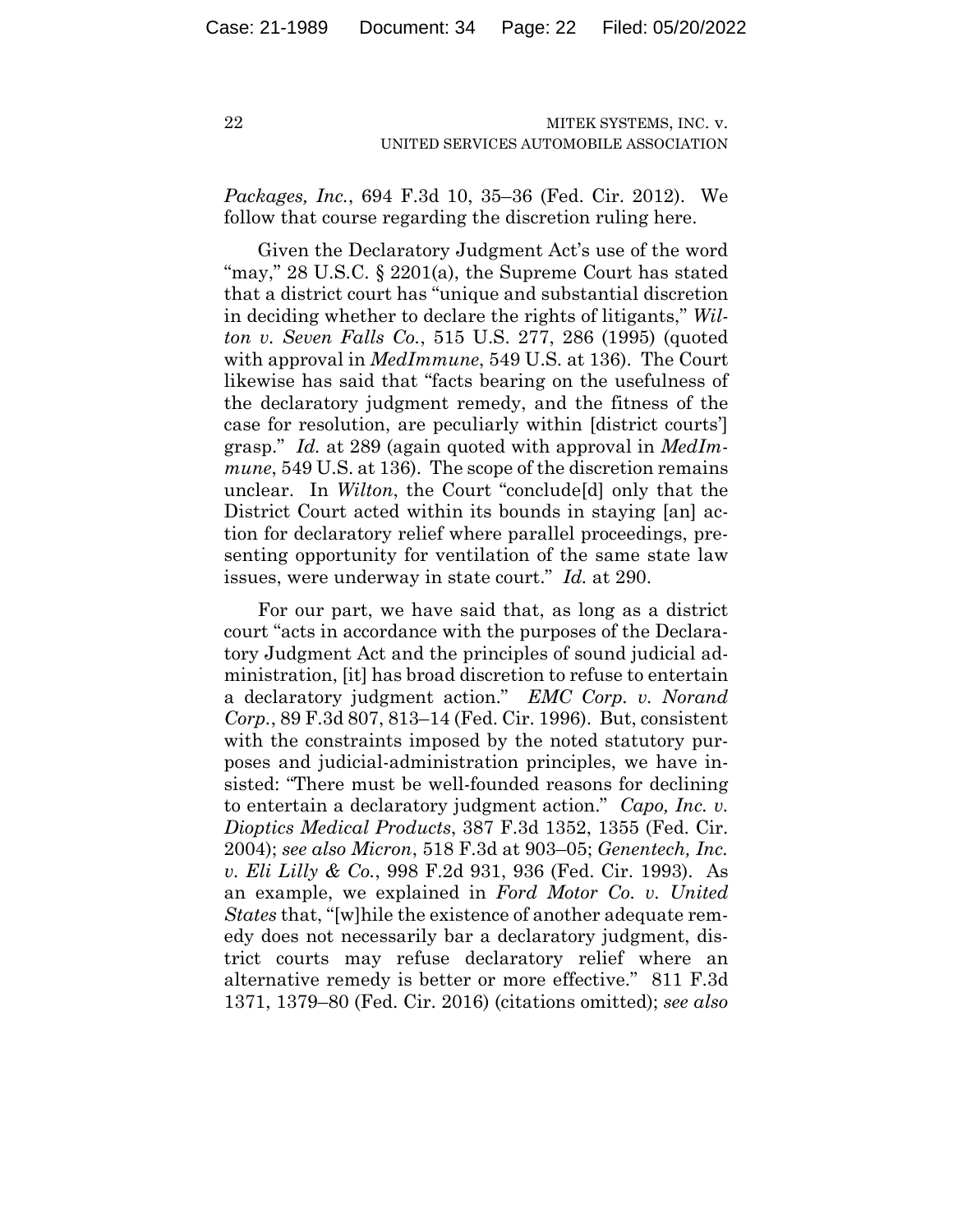*Packages, Inc.*, 694 F.3d 10, 35–36 (Fed. Cir. 2012). We follow that course regarding the discretion ruling here.

Given the Declaratory Judgment Act's use of the word "may," 28 U.S.C. § 2201(a), the Supreme Court has stated that a district court has "unique and substantial discretion in deciding whether to declare the rights of litigants," *Wilton v. Seven Falls Co.*, 515 U.S. 277, 286 (1995) (quoted with approval in *MedImmune*, 549 U.S. at 136). The Court likewise has said that "facts bearing on the usefulness of the declaratory judgment remedy, and the fitness of the case for resolution, are peculiarly within [district courts'] grasp." *Id.* at 289 (again quoted with approval in *MedImmune*, 549 U.S. at 136). The scope of the discretion remains unclear. In *Wilton*, the Court "conclude[d] only that the District Court acted within its bounds in staying [an] action for declaratory relief where parallel proceedings, presenting opportunity for ventilation of the same state law issues, were underway in state court." *Id.* at 290.

For our part, we have said that, as long as a district court "acts in accordance with the purposes of the Declaratory Judgment Act and the principles of sound judicial administration, [it] has broad discretion to refuse to entertain a declaratory judgment action." *EMC Corp. v. Norand Corp.*, 89 F.3d 807, 813–14 (Fed. Cir. 1996). But, consistent with the constraints imposed by the noted statutory purposes and judicial-administration principles, we have insisted: "There must be well-founded reasons for declining to entertain a declaratory judgment action." *Capo, Inc. v. Dioptics Medical Products*, 387 F.3d 1352, 1355 (Fed. Cir. 2004); *see also Micron*, 518 F.3d at 903–05; *Genentech, Inc. v. Eli Lilly & Co.*, 998 F.2d 931, 936 (Fed. Cir. 1993). As an example, we explained in *Ford Motor Co. v. United States* that, "[w]hile the existence of another adequate remedy does not necessarily bar a declaratory judgment, district courts may refuse declaratory relief where an alternative remedy is better or more effective." 811 F.3d 1371, 1379–80 (Fed. Cir. 2016) (citations omitted); *see also*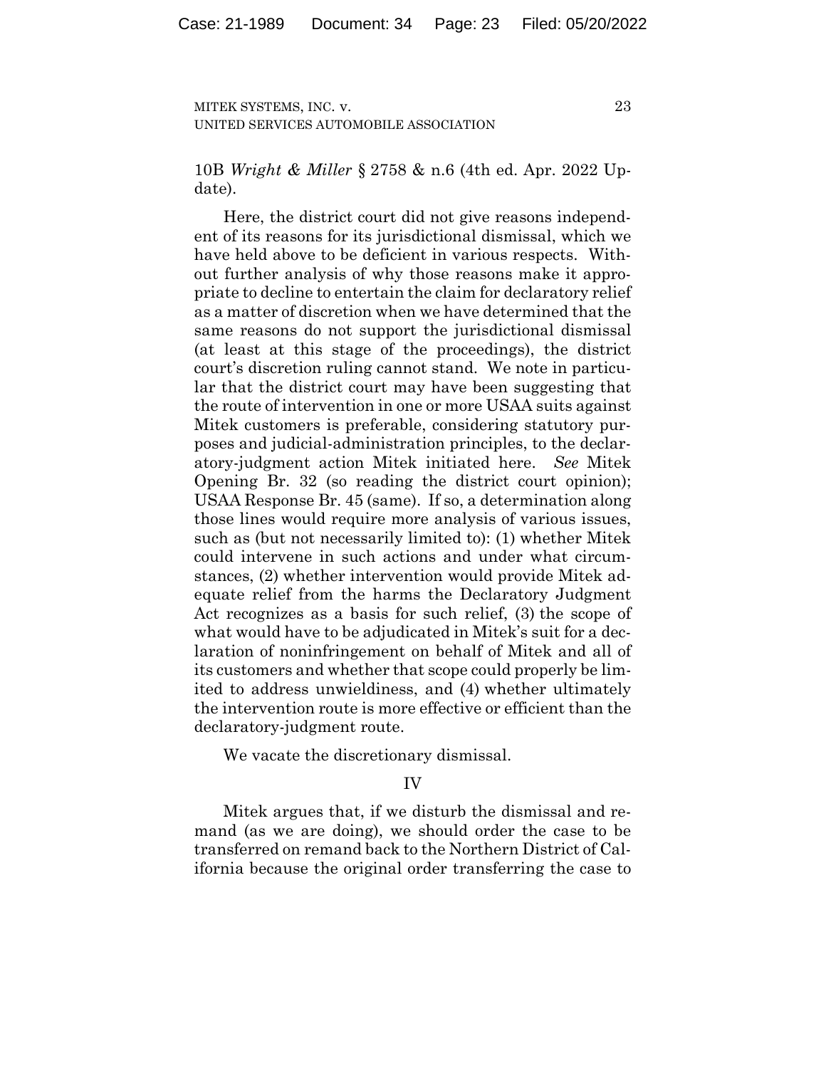10B *Wright & Miller* § 2758 & n.6 (4th ed. Apr. 2022 Update).

Here, the district court did not give reasons independent of its reasons for its jurisdictional dismissal, which we have held above to be deficient in various respects. Without further analysis of why those reasons make it appropriate to decline to entertain the claim for declaratory relief as a matter of discretion when we have determined that the same reasons do not support the jurisdictional dismissal (at least at this stage of the proceedings), the district court's discretion ruling cannot stand. We note in particular that the district court may have been suggesting that the route of intervention in one or more USAA suits against Mitek customers is preferable, considering statutory purposes and judicial-administration principles, to the declaratory-judgment action Mitek initiated here. *See* Mitek Opening Br. 32 (so reading the district court opinion); USAA Response Br. 45 (same). If so, a determination along those lines would require more analysis of various issues, such as (but not necessarily limited to): (1) whether Mitek could intervene in such actions and under what circumstances, (2) whether intervention would provide Mitek adequate relief from the harms the Declaratory Judgment Act recognizes as a basis for such relief, (3) the scope of what would have to be adjudicated in Mitek's suit for a declaration of noninfringement on behalf of Mitek and all of its customers and whether that scope could properly be limited to address unwieldiness, and (4) whether ultimately the intervention route is more effective or efficient than the declaratory-judgment route.

We vacate the discretionary dismissal.

## IV

Mitek argues that, if we disturb the dismissal and remand (as we are doing), we should order the case to be transferred on remand back to the Northern District of California because the original order transferring the case to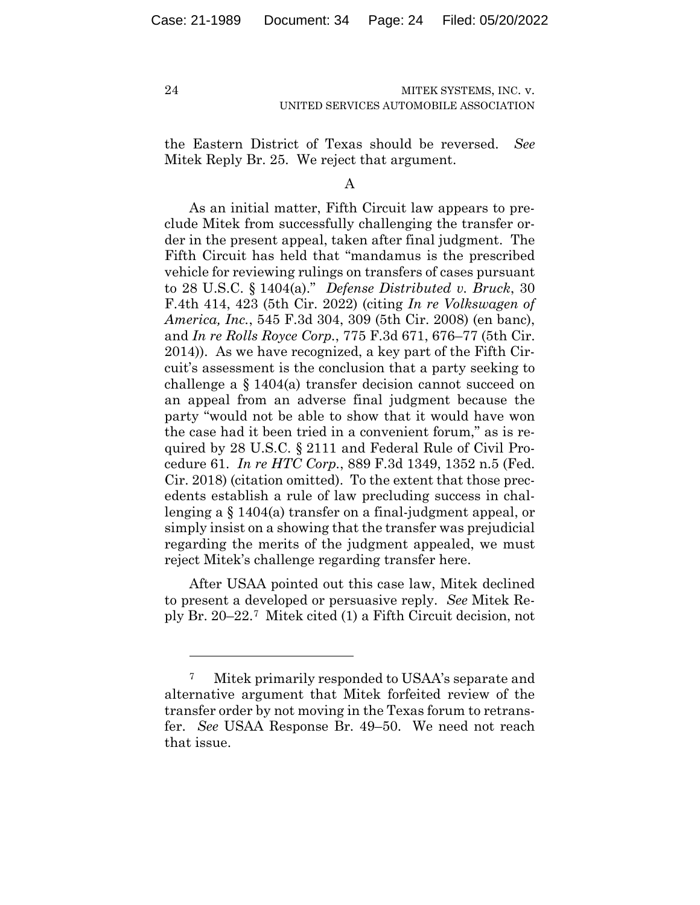the Eastern District of Texas should be reversed. *See* Mitek Reply Br. 25. We reject that argument.

A

As an initial matter, Fifth Circuit law appears to preclude Mitek from successfully challenging the transfer order in the present appeal, taken after final judgment. The Fifth Circuit has held that "mandamus is the prescribed vehicle for reviewing rulings on transfers of cases pursuant to 28 U.S.C. § 1404(a)." *Defense Distributed v. Bruck*, 30 F.4th 414, 423 (5th Cir. 2022) (citing *In re Volkswagen of America, Inc.*, 545 F.3d 304, 309 (5th Cir. 2008) (en banc), and *In re Rolls Royce Corp.*, 775 F.3d 671, 676–77 (5th Cir. 2014)). As we have recognized, a key part of the Fifth Circuit's assessment is the conclusion that a party seeking to challenge a § 1404(a) transfer decision cannot succeed on an appeal from an adverse final judgment because the party "would not be able to show that it would have won the case had it been tried in a convenient forum," as is required by 28 U.S.C. § 2111 and Federal Rule of Civil Procedure 61. *In re HTC Corp.*, 889 F.3d 1349, 1352 n.5 (Fed. Cir. 2018) (citation omitted). To the extent that those precedents establish a rule of law precluding success in challenging a § 1404(a) transfer on a final-judgment appeal, or simply insist on a showing that the transfer was prejudicial regarding the merits of the judgment appealed, we must reject Mitek's challenge regarding transfer here.

After USAA pointed out this case law, Mitek declined to present a developed or persuasive reply. *See* Mitek Reply Br. 20–22.[7] Mitek cited (1) a Fifth Circuit decision, not

[7] Mitek primarily responded to USAA's separate and alternative argument that Mitek forfeited review of the transfer order by not moving in the Texas forum to retransfer. *See* USAA Response Br. 49–50. We need not reach that issue.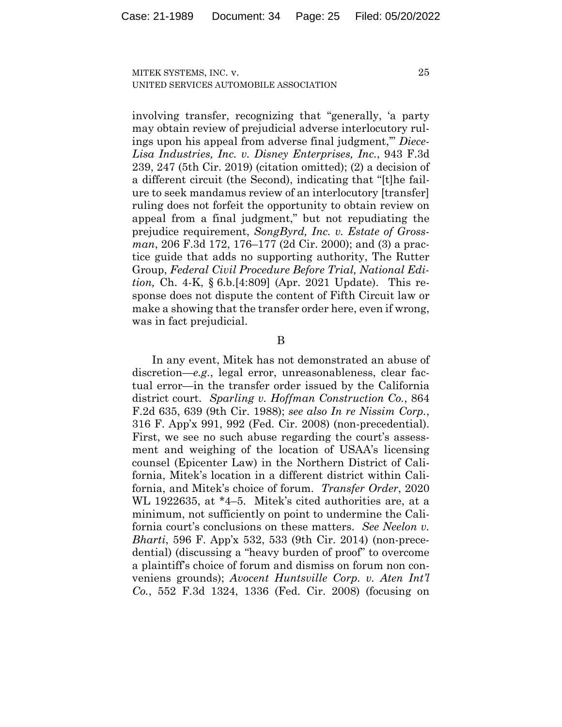involving transfer, recognizing that "generally, 'a party may obtain review of prejudicial adverse interlocutory rulings upon his appeal from adverse final judgment,'" *Diece-Lisa Industries, Inc. v. Disney Enterprises, Inc.*, 943 F.3d 239, 247 (5th Cir. 2019) (citation omitted); (2) a decision of a different circuit (the Second), indicating that "[t]he failure to seek mandamus review of an interlocutory [transfer] ruling does not forfeit the opportunity to obtain review on appeal from a final judgment," but not repudiating the prejudice requirement, *SongByrd, Inc. v. Estate of Grossman*, 206 F.3d 172, 176–177 (2d Cir. 2000); and (3) a practice guide that adds no supporting authority, The Rutter Group, *Federal Civil Procedure Before Trial, National Edition,* Ch. 4-K, § 6.b.[4:809] (Apr. 2021 Update). This response does not dispute the content of Fifth Circuit law or make a showing that the transfer order here, even if wrong, was in fact prejudicial.

B

In any event, Mitek has not demonstrated an abuse of discretion—*e.g.*, legal error, unreasonableness, clear factual error—in the transfer order issued by the California district court. *Sparling v. Hoffman Construction Co.*, 864 F.2d 635, 639 (9th Cir. 1988); *see also In re Nissim Corp.*, 316 F. App'x 991, 992 (Fed. Cir. 2008) (non-precedential). First, we see no such abuse regarding the court's assessment and weighing of the location of USAA's licensing counsel (Epicenter Law) in the Northern District of California, Mitek's location in a different district within California, and Mitek's choice of forum. *Transfer Order*, 2020 WL 1922635, at *4–5. Mitek's cited authorities are, at a minimum, not sufficiently on point to undermine the California court's conclusions on these matters. *See Neelon v. Bharti*, 596 F. App'x 532, 533 (9th Cir. 2014) (non-precedential) (discussing a "heavy burden of proof" to overcome a plaintiff's choice of forum and dismiss on forum non conveniens grounds); *Avocent Huntsville Corp. v. Aten Int'l Co.*, 552 F.3d 1324, 1336 (Fed. Cir. 2008) (focusing on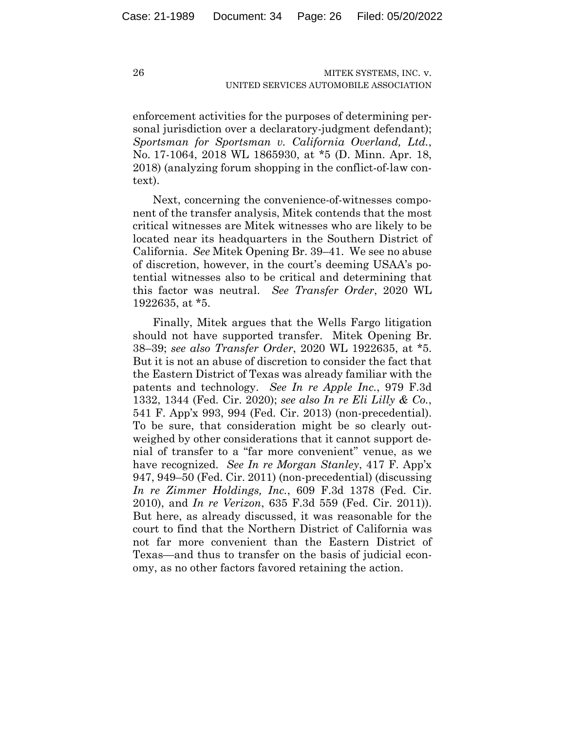enforcement activities for the purposes of determining personal jurisdiction over a declaratory-judgment defendant); *Sportsman for Sportsman v. California Overland, Ltd.*, No. 17-1064, 2018 WL 1865930, at *5 (D. Minn. Apr. 18, 2018) (analyzing forum shopping in the conflict-of-law context).

Next, concerning the convenience-of-witnesses component of the transfer analysis, Mitek contends that the most critical witnesses are Mitek witnesses who are likely to be located near its headquarters in the Southern District of California. *See* Mitek Opening Br. 39–41. We see no abuse of discretion, however, in the court's deeming USAA's potential witnesses also to be critical and determining that this factor was neutral. *See Transfer Order*, 2020 WL 1922635, at *5.

Finally, Mitek argues that the Wells Fargo litigation should not have supported transfer. Mitek Opening Br. 38–39; *see also Transfer Order*, 2020 WL 1922635, at *5. But it is not an abuse of discretion to consider the fact that the Eastern District of Texas was already familiar with the patents and technology. *See In re Apple Inc.*, 979 F.3d 1332, 1344 (Fed. Cir. 2020); *see also In re Eli Lilly & Co.*, 541 F. App'x 993, 994 (Fed. Cir. 2013) (non-precedential). To be sure, that consideration might be so clearly outweighed by other considerations that it cannot support denial of transfer to a "far more convenient" venue, as we have recognized. *See In re Morgan Stanley*, 417 F. App'x 947, 949–50 (Fed. Cir. 2011) (non-precedential) (discussing *In re Zimmer Holdings, Inc.*, 609 F.3d 1378 (Fed. Cir. 2010), and *In re Verizon*, 635 F.3d 559 (Fed. Cir. 2011)). But here, as already discussed, it was reasonable for the court to find that the Northern District of California was not far more convenient than the Eastern District of Texas—and thus to transfer on the basis of judicial economy, as no other factors favored retaining the action.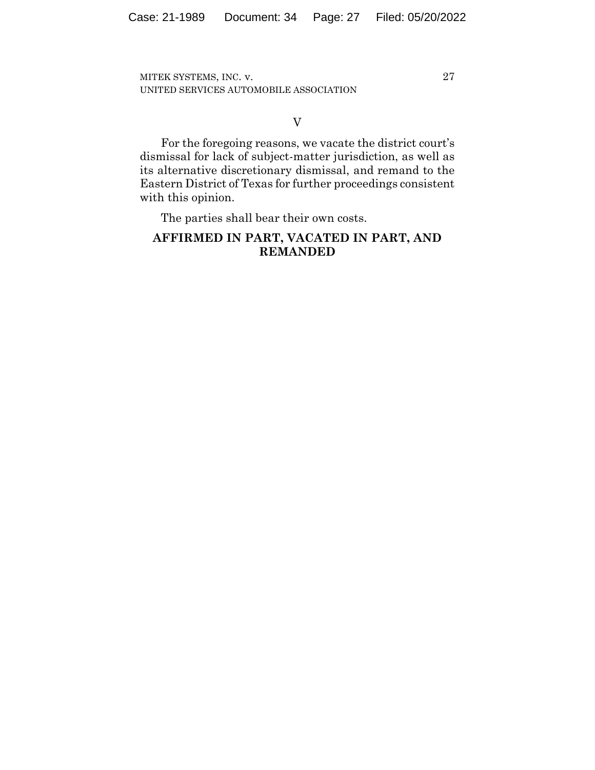## V

For the foregoing reasons, we vacate the district court's dismissal for lack of subject-matter jurisdiction, as well as its alternative discretionary dismissal, and remand to the Eastern District of Texas for further proceedings consistent with this opinion.

The parties shall bear their own costs.

**AFFIRMED IN PART, VACATED IN PART, AND REMANDED**